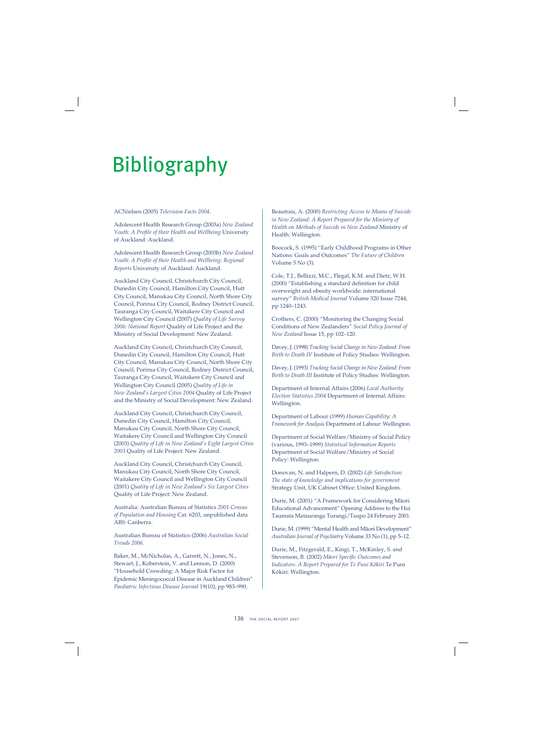# Bibliography

ACNielsen (2005) *Television Facts 2004*.

Adolescent Health Research Group (2003a) *New Zealand Youth: A Profile of their Health and Wellbeing* University of Auckland: Auckland.

Adolescent Health Research Group (2003b) *New Zealand Youth: A Profile of their Health and Wellbeing: Regional Reports* University of Auckland: Auckland.

Auckland City Council, Christchurch City Council, Dunedin City Council, Hamilton City Council, Hutt City Council, Manukau City Council, North Shore City Council, Porirua City Council, Rodney District Council, Tauranga City Council, Waitakere City Council and Wellington City Council (2007) *Quality of Life Survey 2006: National Report* Quality of Life Project and the Ministry of Social Development: New Zealand.

Auckland City Council, Christchurch City Council, Dunedin City Council, Hamilton City Council, Hutt City Council, Manukau City Council, North Shore City Council, Porirua City Council, Rodney District Council, Tauranga City Council, Waitakere City Council and Wellington City Council (2005) *Quality of Life in New Zealand's Largest Cities 2004* Quality of Life Project and the Ministry of Social Development: New Zealand.

Auckland City Council, Christchurch City Council, Dunedin City Council, Hamilton City Council, Manukau City Council, North Shore City Council, Waitakere City Council and Wellington City Council (2003) *Quality of Life in New Zealand's Eight Largest Cities 2003* Quality of Life Project: New Zealand.

Auckland City Council, Christchurch City Council, Manukau City Council, North Shore City Council, Waitakere City Council and Wellington City Council (2001) *Quality of Life in New Zealand's Six Largest Cities* Quality of Life Project: New Zealand.

Australia: Australian Bureau of Statistics *2001 Census of Population and Housing* Cat. 6203, unpublished data ABS: Canberra.

Australian Bureau of Statistics (2006) *Australian Social Trends 2006*.

Baker, M., McNicholas, A., Garrett, N., Jones, N., Stewart, J., Koberstein, V. and Lennon, D. (2000) "Household Crowding: A Major Risk Factor for Epidemic Meningococcal Disease in Auckland Children" *Paediatric Infectious Disease Journal* 19(10), pp 983–990.

Beautrais, A. (2000) *Restricting Access to Means of Suicide in New Zealand: A Report Prepared for the Ministry of Health on Methods of Suicide in New Zealand* Ministry of Health: Wellington.

Boocock, S. (1995) "Early Childhood Programs in Other Nations: Goals and Outcomes" *The Future of Children* Volume 5 No (3).

Cole, T.J., Bellizzi, M.C., Flegal, K.M. and Dietz, W.H. (2000) "Establishing a standard definition for child overweight and obesity worldwide: international survey" *British Medical Journal* Volume 320 Issue 7244, pp 1240–1243.

Crothers, C. (2000) "Monitoring the Changing Social Conditions of New Zealanders" *Social Policy Journal of New Zealand* Issue 15, pp 102–120.

Davey, J. (1998) *Tracking Social Change in New Zealand: From Birth to Death IV* Institute of Policy Studies: Wellington.

Davey, J. (1993) *Tracking Social Change in New Zealand: From Birth to Death III* Institute of Policy Studies: Wellington.

Department of Internal Affairs (2006) *Local Authority Election Statistics 2004* Department of Internal Affairs: Wellington.

Department of Labour (1999) *Human Capability: A Framework for Analysis* Department of Labour: Wellington.

Department of Social Welfare/Ministry of Social Policy (various, 1993–1999) *Statistical Information Reports* Department of Social Welfare/Ministry of Social Policy: Wellington.

Donovan, N. and Halpern, D. (2002) *Life Satisfaction: The state of knowledge and implications for government* Strategy Unit, UK Cabinet Office: United Kingdom.

Durie, M. (2001) "A Framework for Considering Māori Educational Advancement" Opening Address to the Hui Taumata Matauranga Turangi/Taupo 24 February 2001.

Durie, M. (1999) "Mental Health and Māori Development" *Australian Journal of Psychiatry* Volume 33 No (1), pp 5–12.

Durie, M., Fitzgerald, E., Kingi, T., McKinley, S. and Stevenson, B. (2002) *Māori Specific Outcomes and Indicators: A Report Prepared for Te Puni Kōkiri* Te Puni Kōkiri: Wellington.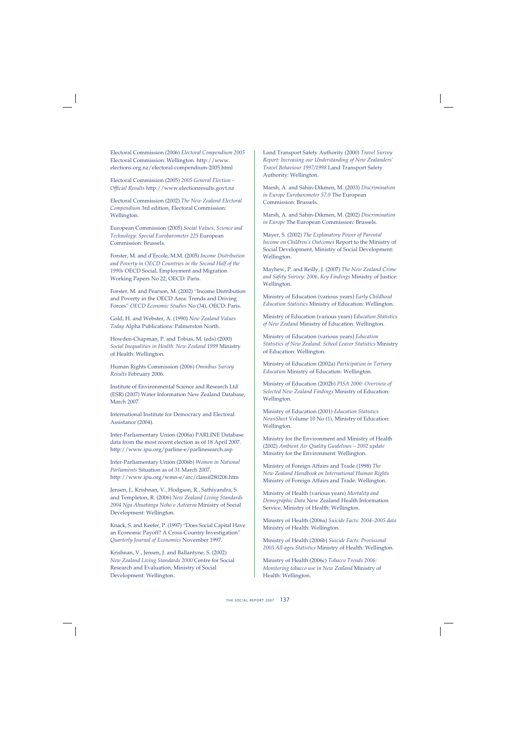Electoral Commission (2006) *Electoral Compendium 2005* Electoral Commission: Wellington. http://www.elections.org.nz/electoral-compendium-2005.html

Electoral Commission (2005) *2005 General Election – Official Results* http://www.electionresults.govt.nz

Electoral Commission (2002) *The New Zealand Electoral Compendium* 3rd edition, Electoral Commission: Wellington.

European Commission (2005) *Social Values, Science and Technology: Special Eurobarometer 225* European Commission: Brussels.

Forster, M. and d'Ercole, M.M. (2005) *Income Distribution and Poverty in OECD Countries in the Second Half of the 1990s* OECD Social, Employment and Migration Working Papers No 22, OECD: Paris.

Forster, M. and Pearson, M. (2002) "Income Distribution and Poverty in the OECD Area: Trends and Driving Forces" *OECD Economic Studies* No (34), OECD: Paris.

Gold, H. and Webster, A. (1990) *New Zealand Values Today* Alpha Publications: Palmerston North.

Howden-Chapman, P. and Tobias, M. (eds) (2000) *Social Inequalities in Health: New Zealand 1999* Ministry of Health: Wellington.

Human Rights Commission (2006) *Omnibus Survey Results* February 2006.

Institute of Environmental Science and Research Ltd (ESR) (2007) Water Information New Zealand Database, March 2007.

International Institute for Democracy and Electoral Assistance (2004).

Inter-Parliamentary Union (2006a) PARLINE Database data from the most recent election as of 18 April 2007. http://www.ipu.org/parline-e/parlinesearch.asp

Inter-Parliamentary Union (2006b) *Women in National Parliaments* Situation as of 31 March 2007. http://www.ipu.org/wmn-e/arc/classif280206.htm

Jensen, J., Krishnan, V., Hodgson, R., Sathiyandra, S. and Templeton, R. (2006) *New Zealand Living Standards 2004 Nga Ahuatanga Noho o Aotearoa* Ministry of Social Development: Wellington.

Knack, S. and Keefer, P. (1997) "Does Social Capital Have an Economic Payoff? A Cross-Country Investigation" *Quarterly Journal of Economics* November 1997.

Krishnan, V., Jensen, J. and Ballantyne, S. (2002) *New Zealand Living Standards 2000* Centre for Social Research and Evaluation, Ministry of Social Development: Wellington.

Land Transport Safety Authority (2000) *Travel Survey Report: Increasing our Understanding of New Zealanders' Travel Behaviour 1997/1998* Land Transport Safety Authority: Wellington.

Marsh, A. and Sahin-Dikmen, M. (2003) *Discrimination in Europe Eurobarometer 57.0* The European Commission: Brussels.

Marsh, A. and Sahin-Dikmen, M. (2002) *Discrimination in Europe* The European Commission: Brussels.

Mayer, S. (2002) *The Explanatory Power of Parental Income on Children's Outcomes* Report to the Ministry of Social Development, Ministry of Social Development: Wellington.

Mayhew, P. and Reilly, J. (2007) *The New Zealand Crime and Safety Survey: 2006, Key Findings* Ministry of Justice: Wellington.

Ministry of Education (various years) *Early Childhood Education Statistics* Ministry of Education: Wellington.

Ministry of Education (various years) *Education Statistics of New Zealand* Ministry of Education: Wellington.

Ministry of Education (various years) *Education Statistics of New Zealand: School Leaver Statistics* Ministry of Education: Wellington.

Ministry of Education (2002a) *Participation in Tertiary Education* Ministry of Education: Wellington.

Ministry of Education (2002b) *PISA 2000: Overview of Selected New Zealand Findings* Ministry of Education: Wellington.

Ministry of Education (2001) *Education Statistics NewsSheet* Volume 10 No (1), Ministry of Education: Wellington.

Ministry for the Environment and Ministry of Health (2002) *Ambient Air Quality Guidelines – 2002 update* Ministry for the Environment: Wellington.

Ministry of Foreign Affairs and Trade (1998) *The New Zealand Handbook on International Human Rights* Ministry of Foreign Affairs and Trade: Wellington.

Ministry of Health (various years) *Mortality and Demographic Data* New Zealand Health Information Service, Ministry of Health: Wellington.

Ministry of Health (2006a) *Suicide Facts: 2004–2005 data* Ministry of Health: Wellington.

Ministry of Health (2006b) *Suicide Facts: Provisional 2003 All-ages Statistics* Ministry of Health: Wellington.

Ministry of Health (2006c) *Tobacco Trends 2006: Monitoring tobacco use in New Zealand* Ministry of Health: Wellington.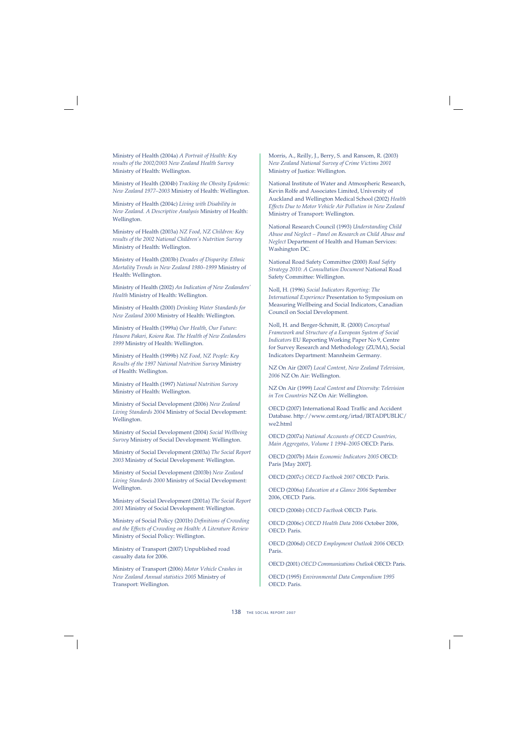Ministry of Health (2004a) *A Portrait of Health: Key results of the 2002/2003 New Zealand Health Survey* Ministry of Health: Wellington.

Ministry of Health (2004b) *Tracking the Obesity Epidemic: New Zealand 1977–2003* Ministry of Health: Wellington.

Ministry of Health (2004c) *Living with Disability in New Zealand. A Descriptive Analysis* Ministry of Health: Wellington.

Ministry of Health (2003a) *NZ Food, NZ Children: Key results of the 2002 National Children's Nutrition Survey* Ministry of Health: Wellington.

Ministry of Health (2003b) *Decades of Disparity: Ethnic Mortality Trends in New Zealand 1980–1999* Ministry of Health: Wellington.

Ministry of Health (2002) *An Indication of New Zealanders' Health* Ministry of Health: Wellington.

Ministry of Health (2000) *Drinking Water Standards for New Zealand 2000* Ministry of Health: Wellington.

Ministry of Health (1999a) *Our Health, Our Future: Hauora Pakari, Koiora Roa. The Health of New Zealanders 1999* Ministry of Health: Wellington.

Ministry of Health (1999b) *NZ Food, NZ People: Key Results of the 1997 National Nutrition Survey* Ministry of Health: Wellington.

Ministry of Health (1997) *National Nutrition Survey* Ministry of Health: Wellington.

Ministry of Social Development (2006) *New Zealand Living Standards 2004* Ministry of Social Development: Wellington.

Ministry of Social Development (2004) *Social Wellbeing Survey* Ministry of Social Development: Wellington.

Ministry of Social Development (2003a) *The Social Report 2003* Ministry of Social Development: Wellington.

Ministry of Social Development (2003b) *New Zealand Living Standards 2000* Ministry of Social Development: Wellington.

Ministry of Social Development (2001a) *The Social Report 2001* Ministry of Social Development: Wellington.

Ministry of Social Policy (2001b) *Definitions of Crowding and the Effects of Crowding on Health: A Literature Review* Ministry of Social Policy: Wellington.

Ministry of Transport (2007) Unpublished road casualty data for 2006.

Ministry of Transport (2006) *Motor Vehicle Crashes in New Zealand Annual statistics 2005* Ministry of Transport: Wellington.

Morris, A., Reilly, J., Berry, S. and Ransom, R. (2003) *New Zealand National Survey of Crime Victims 2001* Ministry of Justice: Wellington.

National Institute of Water and Atmospheric Research, Kevin Rolfe and Associates Limited, University of Auckland and Wellington Medical School (2002) *Health Effects Due to Motor Vehicle Air Pollution in New Zealand* Ministry of Transport: Wellington.

National Research Council (1993) *Understanding Child Abuse and Neglect – Panel on Research on Child Abuse and Neglect* Department of Health and Human Services: Washington DC.

National Road Safety Committee (2000) *Road Safety Strategy 2010: A Consultation Document* National Road Safety Committee: Wellington.

Noll, H. (1996) *Social Indicators Reporting: The International Experience* Presentation to Symposium on Measuring Wellbeing and Social Indicators, Canadian Council on Social Development.

Noll, H. and Berger-Schmitt, R. (2000) *Conceptual Framework and Structure of a European System of Social Indicators* EU Reporting Working Paper No 9, Centre for Survey Research and Methodology (ZUMA), Social Indicators Department: Mannheim Germany.

NZ On Air (2007) *Local Content, New Zealand Television, 2006* NZ On Air: Wellington.

NZ On Air (1999) *Local Content and Diversity: Television in Ten Countries* NZ On Air: Wellington.

OECD (2007) International Road Traffic and Accident Database. http://www.cemt.org/irtad/IRTADPUBLIC/we2.html

OECD (2007a) *National Accounts of OECD Countries, Main Aggregates, Volume 1 1994–2005* OECD: Paris.

OECD (2007b) *Main Economic Indicators 2005* OECD: Paris [May 2007].

OECD (2007c) *OECD Factbook 2007* OECD: Paris.

OECD (2006a) *Education at a Glance 2006* September 2006, OECD: Paris.

OECD (2006b) *OECD Factbook* OECD: Paris.

OECD (2006c) *OECD Health Data 2006* October 2006, OECD: Paris.

OECD (2006d) *OECD Employment Outlook 2006* OECD: Paris.

OECD (2001) *OECD Communications Outlook* OECD: Paris.

OECD (1995) *Environmental Data Compendium 1995* OECD: Paris.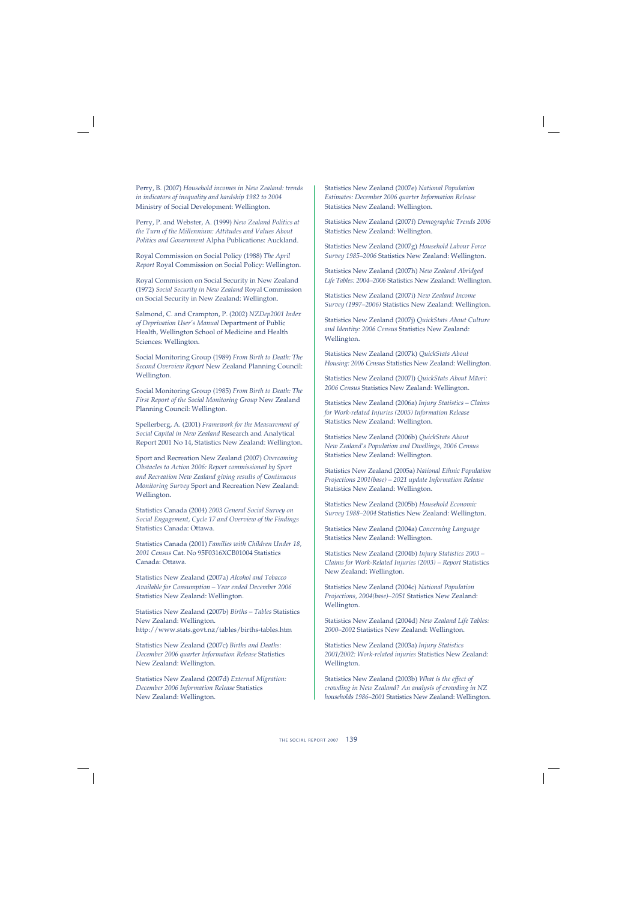Perry, B. (2007) *Household incomes in New Zealand: trends in indicators of inequality and hardship 1982 to 2004* Ministry of Social Development: Wellington.

Perry, P. and Webster, A. (1999) *New Zealand Politics at the Turn of the Millennium: Attitudes and Values About Politics and Government* Alpha Publications: Auckland.

Royal Commission on Social Policy (1988) *The April Report* Royal Commission on Social Policy: Wellington.

Royal Commission on Social Security in New Zealand (1972) *Social Security in New Zealand* Royal Commission on Social Security in New Zealand: Wellington.

Salmond, C. and Crampton, P. (2002) *NZDep2001 Index of Deprivation User's Manual* Department of Public Health, Wellington School of Medicine and Health Sciences: Wellington.

Social Monitoring Group (1989) *From Birth to Death: The Second Overview Report* New Zealand Planning Council: Wellington.

Social Monitoring Group (1985) *From Birth to Death: The First Report of the Social Monitoring Group* New Zealand Planning Council: Wellington.

Spellerberg, A. (2001) *Framework for the Measurement of Social Capital in New Zealand* Research and Analytical Report 2001 No 14, Statistics New Zealand: Wellington.

Sport and Recreation New Zealand (2007) *Overcoming Obstacles to Action 2006: Report commissioned by Sport and Recreation New Zealand giving results of Continuous Monitoring Survey* Sport and Recreation New Zealand: Wellington.

Statistics Canada (2004) *2003 General Social Survey on Social Engagement, Cycle 17 and Overview of the Findings* Statistics Canada: Ottawa.

Statistics Canada (2001) *Families with Children Under 18, 2001 Census* Cat. No 95F0316XCB01004 Statistics Canada: Ottawa.

Statistics New Zealand (2007a) *Alcohol and Tobacco Available for Consumption – Year ended December 2006* Statistics New Zealand: Wellington.

Statistics New Zealand (2007b) *Births – Tables* Statistics New Zealand: Wellington. http://www.stats.govt.nz/tables/births-tables.htm

Statistics New Zealand (2007c) *Births and Deaths: December 2006 quarter Information Release* Statistics New Zealand: Wellington.

Statistics New Zealand (2007d) *External Migration: December 2006 Information Release* Statistics New Zealand: Wellington.

Statistics New Zealand (2007e) *National Population Estimates: December 2006 quarter Information Release* Statistics New Zealand: Wellington.

Statistics New Zealand (2007f) *Demographic Trends 2006* Statistics New Zealand: Wellington.

Statistics New Zealand (2007g) *Household Labour Force Survey 1985–2006* Statistics New Zealand: Wellington.

Statistics New Zealand (2007h) *New Zealand Abridged Life Tables: 2004–2006* Statistics New Zealand: Wellington.

Statistics New Zealand (2007i) *New Zealand Income Survey (1997–2006)* Statistics New Zealand: Wellington.

Statistics New Zealand (2007j) *QuickStats About Culture and Identity: 2006 Census* Statistics New Zealand: Wellington.

Statistics New Zealand (2007k) *QuickStats About Housing: 2006 Census* Statistics New Zealand: Wellington.

Statistics New Zealand (2007l) *QuickStats About Māori: 2006 Census* Statistics New Zealand: Wellington.

Statistics New Zealand (2006a) *Injury Statistics – Claims for Work-related Injuries (2005) Information Release* Statistics New Zealand: Wellington.

Statistics New Zealand (2006b) *QuickStats About New Zealand's Population and Dwellings, 2006 Census* Statistics New Zealand: Wellington.

Statistics New Zealand (2005a) *National Ethnic Population Projections 2001(base) – 2021 update Information Release* Statistics New Zealand: Wellington.

Statistics New Zealand (2005b) *Household Economic Survey 1988–2004* Statistics New Zealand: Wellington.

Statistics New Zealand (2004a) *Concerning Language* Statistics New Zealand: Wellington.

Statistics New Zealand (2004b) *Injury Statistics 2003 – Claims for Work-Related Injuries (2003) – Report* Statistics New Zealand: Wellington.

Statistics New Zealand (2004c) *National Population Projections, 2004(base)–2051* Statistics New Zealand: Wellington.

Statistics New Zealand (2004d) *New Zealand Life Tables: 2000–2002* Statistics New Zealand: Wellington.

Statistics New Zealand (2003a) *Injury Statistics 2001/2002: Work-related injuries* Statistics New Zealand: Wellington.

Statistics New Zealand (2003b) *What is the effect of crowding in New Zealand? An analysis of crowding in NZ households 1986–2001* Statistics New Zealand: Wellington.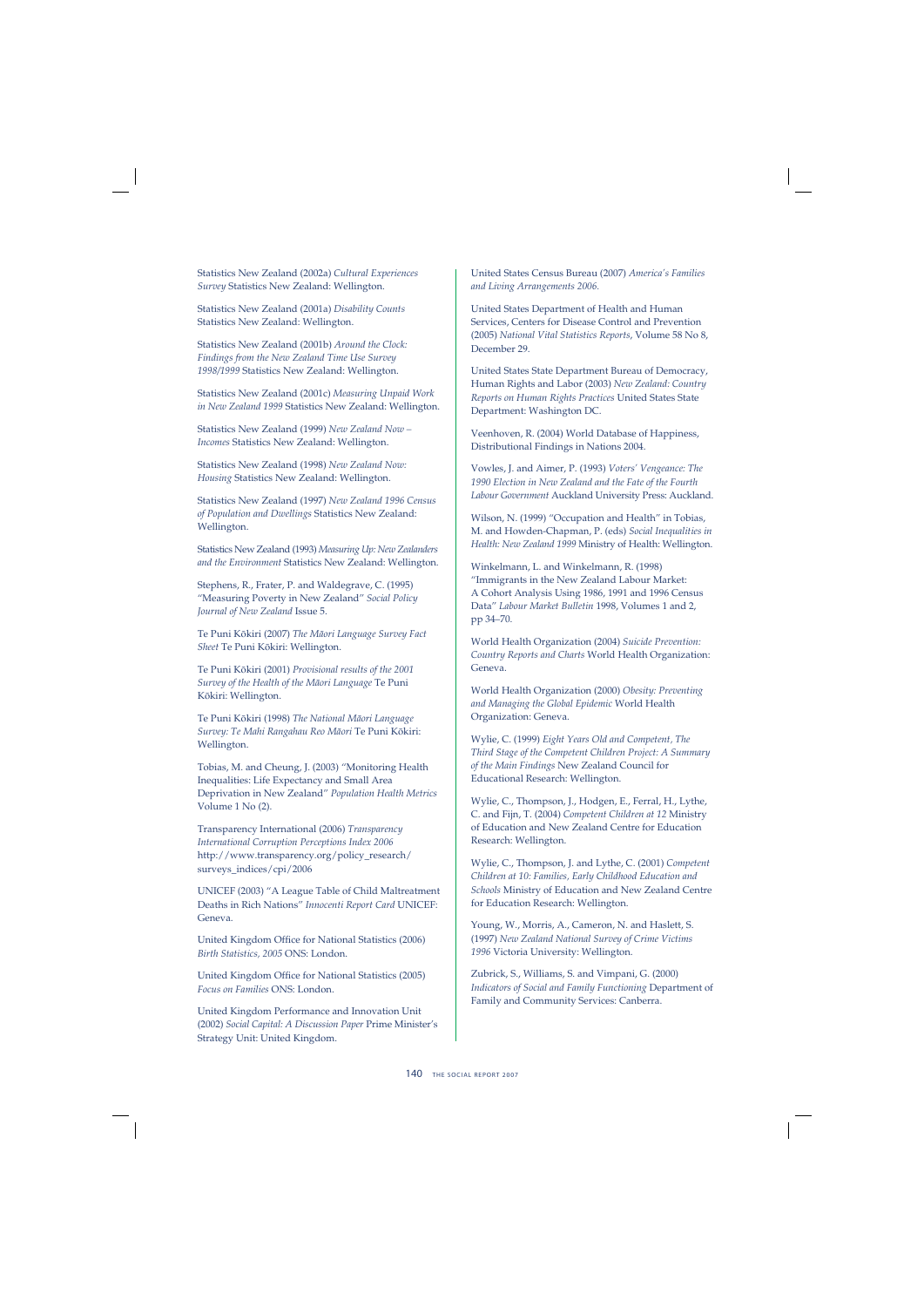Statistics New Zealand (2002a) *Cultural Experiences Survey* Statistics New Zealand: Wellington.

Statistics New Zealand (2001a) *Disability Counts* Statistics New Zealand: Wellington.

Statistics New Zealand (2001b) *Around the Clock: Findings from the New Zealand Time Use Survey 1998/1999* Statistics New Zealand: Wellington.

Statistics New Zealand (2001c) *Measuring Unpaid Work in New Zealand 1999* Statistics New Zealand: Wellington.

Statistics New Zealand (1999) *New Zealand Now – Incomes* Statistics New Zealand: Wellington.

Statistics New Zealand (1998) *New Zealand Now: Housing* Statistics New Zealand: Wellington.

Statistics New Zealand (1997) *New Zealand 1996 Census of Population and Dwellings* Statistics New Zealand: Wellington.

Statistics New Zealand (1993) *Measuring Up: New Zealanders and the Environment* Statistics New Zealand: Wellington.

Stephens, R., Frater, P. and Waldegrave, C. (1995) "Measuring Poverty in New Zealand" *Social Policy Journal of New Zealand* Issue 5.

Te Puni Kōkiri (2007) *The Māori Language Survey Fact Sheet* Te Puni Kōkiri: Wellington.

Te Puni Kōkiri (2001) *Provisional results of the 2001 Survey of the Health of the Māori Language* Te Puni Kōkiri: Wellington.

Te Puni Kōkiri (1998) *The National Māori Language Survey: Te Mahi Rangahau Reo Māori* Te Puni Kōkiri: Wellington.

Tobias, M. and Cheung, J. (2003) "Monitoring Health Inequalities: Life Expectancy and Small Area Deprivation in New Zealand" *Population Health Metrics* Volume 1 No (2).

Transparency International (2006) *Transparency International Corruption Perceptions Index 2006* http://www.transparency.org/policy_research/surveys_indices/cpi/2006

UNICEF (2003) "A League Table of Child Maltreatment Deaths in Rich Nations" *Innocenti Report Card* UNICEF: Geneva.

United Kingdom Office for National Statistics (2006) *Birth Statistics, 2005* ONS: London.

United Kingdom Office for National Statistics (2005) *Focus on Families* ONS: London.

United Kingdom Performance and Innovation Unit (2002) *Social Capital: A Discussion Paper* Prime Minister's Strategy Unit: United Kingdom.

United States Census Bureau (2007) *America's Families and Living Arrangements 2006.*

United States Department of Health and Human Services, Centers for Disease Control and Prevention (2005) *National Vital Statistics Reports*, Volume 58 No 8, December 29.

United States State Department Bureau of Democracy, Human Rights and Labor (2003) *New Zealand: Country Reports on Human Rights Practices* United States State Department: Washington DC.

Veenhoven, R. (2004) World Database of Happiness, Distributional Findings in Nations 2004.

Vowles, J. and Aimer, P. (1993) *Voters' Vengeance: The 1990 Election in New Zealand and the Fate of the Fourth Labour Government* Auckland University Press: Auckland.

Wilson, N. (1999) "Occupation and Health" in Tobias, M. and Howden-Chapman, P. (eds) *Social Inequalities in Health: New Zealand 1999* Ministry of Health: Wellington.

Winkelmann, L. and Winkelmann, R. (1998) "Immigrants in the New Zealand Labour Market: A Cohort Analysis Using 1986, 1991 and 1996 Census Data" *Labour Market Bulletin* 1998, Volumes 1 and 2, pp 34–70.

World Health Organization (2004) *Suicide Prevention: Country Reports and Charts* World Health Organization: Geneva.

World Health Organization (2000) *Obesity: Preventing and Managing the Global Epidemic* World Health Organization: Geneva.

Wylie, C. (1999) *Eight Years Old and Competent, The Third Stage of the Competent Children Project: A Summary of the Main Findings* New Zealand Council for Educational Research: Wellington.

Wylie, C., Thompson, J., Hodgen, E., Ferral, H., Lythe, C. and Fijn, T. (2004) *Competent Children at 12* Ministry of Education and New Zealand Centre for Education Research: Wellington.

Wylie, C., Thompson, J. and Lythe, C. (2001) *Competent Children at 10: Families, Early Childhood Education and Schools* Ministry of Education and New Zealand Centre for Education Research: Wellington.

Young, W., Morris, A., Cameron, N. and Haslett, S. (1997) *New Zealand National Survey of Crime Victims 1996* Victoria University: Wellington.

Zubrick, S., Williams, S. and Vimpani, G. (2000) *Indicators of Social and Family Functioning* Department of Family and Community Services: Canberra.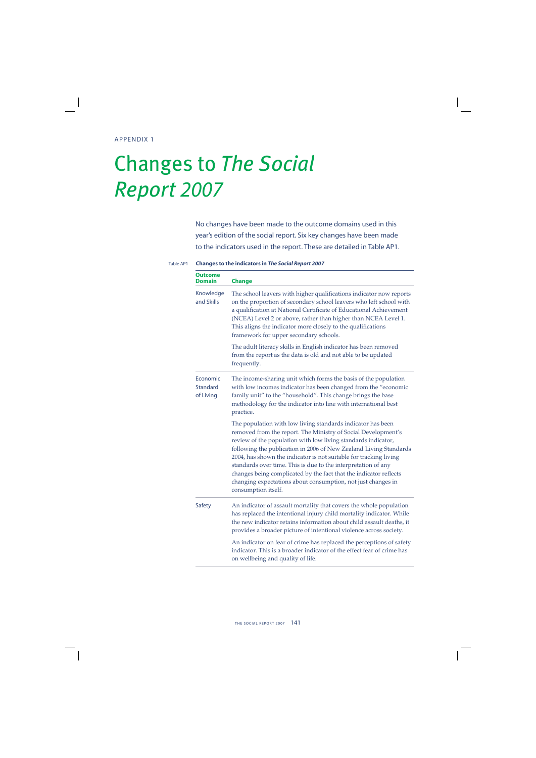APPENDIX 1

# Changes to *The Social Report 2007*

No changes have been made to the outcome domains used in this year's edition of the social report. Six key changes have been made to the indicators used in the report. These are detailed in Table AP1.

Table AP1 **Changes to the indicators in *The Social Report 2007***

| Outcome Domain | Change |
|---|---|
| Knowledge and Skills | The school leavers with higher qualifications indicator now reports on the proportion of secondary school leavers who left school with a qualification at National Certificate of Educational Achievement (NCEA) Level 2 or above, rather than higher than NCEA Level 1. This aligns the indicator more closely to the qualifications framework for upper secondary schools. |
| | The adult literacy skills in English indicator has been removed from the report as the data is old and not able to be updated frequently. |
| Economic Standard of Living | The income-sharing unit which forms the basis of the population with low incomes indicator has been changed from the "economic family unit" to the "household". This change brings the base methodology for the indicator into line with international best practice. |
| | The population with low living standards indicator has been removed from the report. The Ministry of Social Development's review of the population with low living standards indicator, following the publication in 2006 of New Zealand Living Standards 2004, has shown the indicator is not suitable for tracking living standards over time. This is due to the interpretation of any changes being complicated by the fact that the indicator reflects changing expectations about consumption, not just changes in consumption itself. |
| Safety | An indicator of assault mortality that covers the whole population has replaced the intentional injury child mortality indicator. While the new indicator retains information about child assault deaths, it provides a broader picture of intentional violence across society. |
| | An indicator on fear of crime has replaced the perceptions of safety indicator. This is a broader indicator of the effect fear of crime has on wellbeing and quality of life. |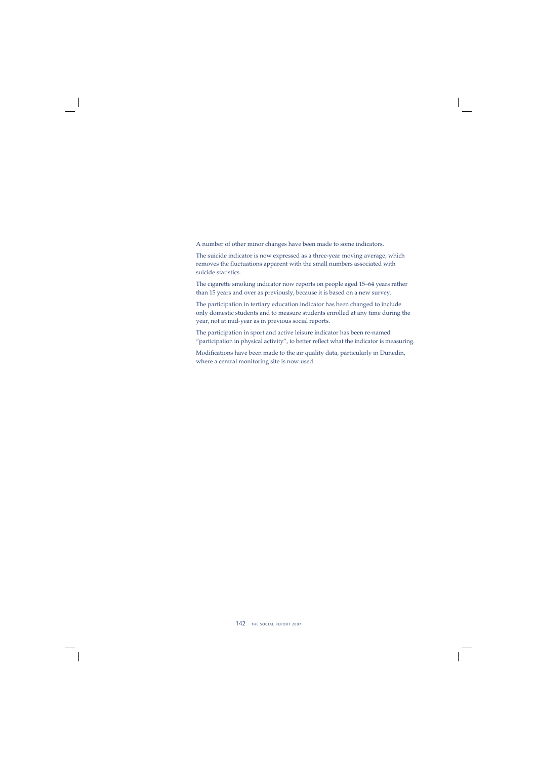A number of other minor changes have been made to some indicators.

The suicide indicator is now expressed as a three-year moving average, which removes the fluctuations apparent with the small numbers associated with suicide statistics.

The cigarette smoking indicator now reports on people aged 15–64 years rather than 15 years and over as previously, because it is based on a new survey.

The participation in tertiary education indicator has been changed to include only domestic students and to measure students enrolled at any time during the year, not at mid-year as in previous social reports.

The participation in sport and active leisure indicator has been re-named "participation in physical activity", to better reflect what the indicator is measuring.

Modifications have been made to the air quality data, particularly in Dunedin, where a central monitoring site is now used.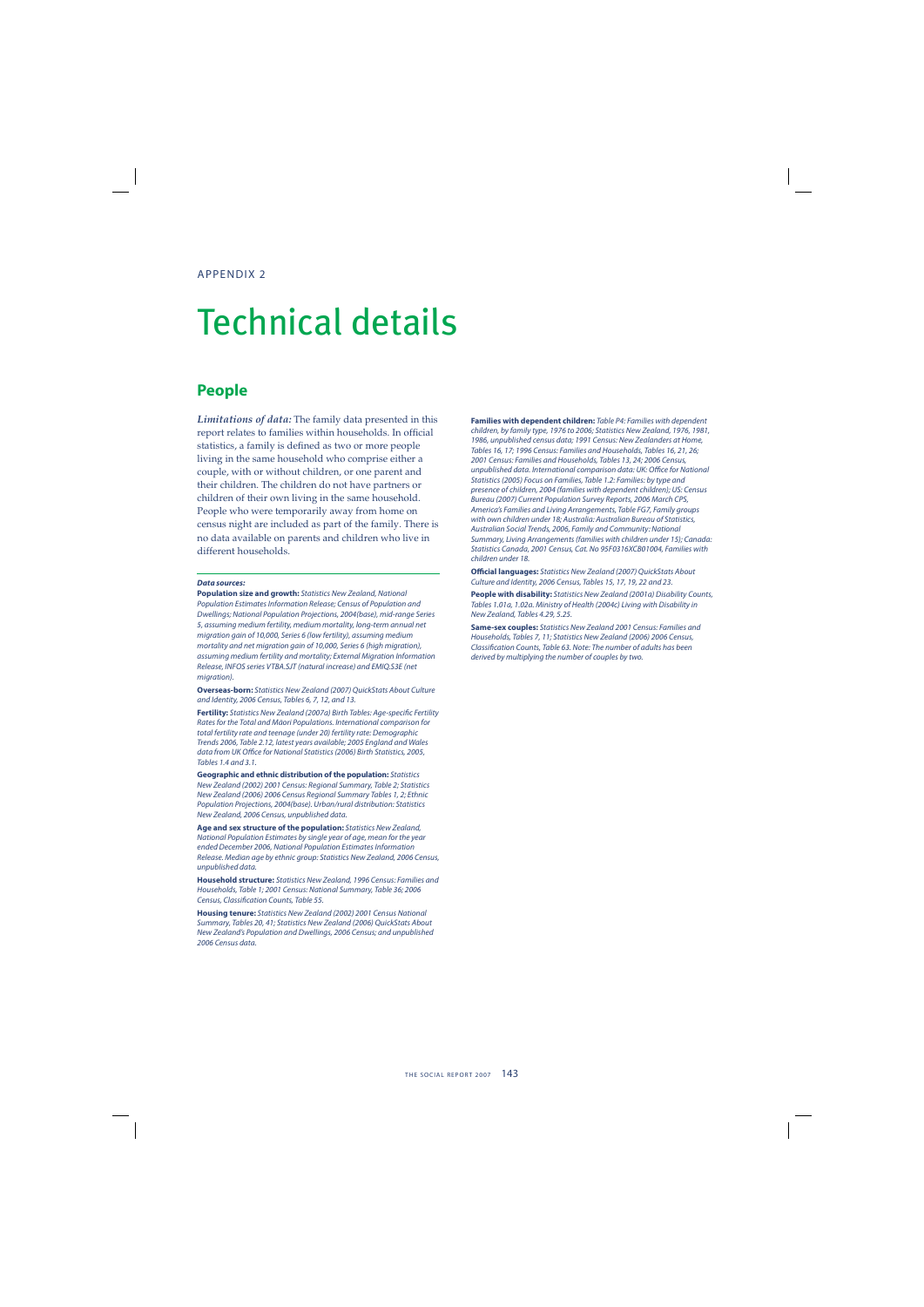APPENDIX 2

# Technical details

## People

***Limitations of data:*** The family data presented in this report relates to families within households. In official statistics, a family is defined as two or more people living in the same household who comprise either a couple, with or without children, or one parent and their children. The children do not have partners or children of their own living in the same household. People who were temporarily away from home on census night are included as part of the family. There is no data available on parents and children who live in different households.

***Data sources:***

**Population size and growth:** *Statistics New Zealand, National Population Estimates Information Release; Census of Population and Dwellings; National Population Projections, 2004(base), mid-range Series 5, assuming medium fertility, medium mortality, long-term annual net migration gain of 10,000, Series 6 (low fertility), assuming medium mortality and net migration gain of 10,000, Series 6 (high migration), assuming medium fertility and mortality; External Migration Information Release, INFOS series VTBA.SJT (natural increase) and EMIQ.S3E (net migration).*

**Overseas-born:** *Statistics New Zealand (2007) QuickStats About Culture and Identity, 2006 Census, Tables 6, 7, 12, and 13.*

**Fertility:** *Statistics New Zealand (2007a) Birth Tables: Age-specific Fertility Rates for the Total and Māori Populations. International comparison for total fertility rate and teenage (under 20) fertility rate: Demographic Trends 2006, Table 2.12, latest years available; 2005 England and Wales data from UK Office for National Statistics (2006) Birth Statistics, 2005, Tables 1.4 and 3.1.*

**Geographic and ethnic distribution of the population:** *Statistics New Zealand (2002) 2001 Census: Regional Summary, Table 2; Statistics New Zealand (2006) 2006 Census Regional Summary Tables 1, 2; Ethnic Population Projections, 2004(base). Urban/rural distribution: Statistics New Zealand, 2006 Census, unpublished data.*

**Age and sex structure of the population:** *Statistics New Zealand, National Population Estimates by single year of age, mean for the year ended December 2006, National Population Estimates Information Release. Median age by ethnic group: Statistics New Zealand, 2006 Census, unpublished data.*

**Household structure:** *Statistics New Zealand, 1996 Census: Families and Households, Table 1; 2001 Census: National Summary, Table 36; 2006 Census, Classification Counts, Table 55.*

**Housing tenure:** *Statistics New Zealand (2002) 2001 Census National Summary, Tables 20, 41; Statistics New Zealand (2006) QuickStats About New Zealand's Population and Dwellings, 2006 Census; and unpublished 2006 Census data.*

**Families with dependent children:** *Table P4: Families with dependent children, by family type, 1976 to 2006; Statistics New Zealand, 1976, 1981, 1986, unpublished census data; 1991 Census: New Zealanders at Home, Tables 16, 17; 1996 Census: Families and Households, Tables 16, 21, 26; 2001 Census: Families and Households, Tables 13, 24; 2006 Census, unpublished data. International comparison data: UK: Office for National Statistics (2005) Focus on Families, Table 1.2: Families: by type and presence of children, 2004 (families with dependent children); US: Census Bureau (2007) Current Population Survey Reports, 2006 March CPS, America's Families and Living Arrangements, Table FG7, Family groups with own children under 18; Australia: Australian Bureau of Statistics, Australian Social Trends, 2006, Family and Community: National Summary, Living Arrangements (families with children under 15); Canada: Statistics Canada, 2001 Census, Cat. No 95F0316XCB01004, Families with children under 18.*

**Official languages:** *Statistics New Zealand (2007) QuickStats About Culture and Identity, 2006 Census, Tables 15, 17, 19, 22 and 23.*

**People with disability:** *Statistics New Zealand (2001a) Disability Counts, Tables 1.01a, 1.02a. Ministry of Health (2004c) Living with Disability in New Zealand, Tables 4.29, 5.25.*

**Same-sex couples:** *Statistics New Zealand 2001 Census: Families and Households, Tables 7, 11; Statistics New Zealand (2006) 2006 Census, Classification Counts, Table 63. Note: The number of adults has been derived by multiplying the number of couples by two.*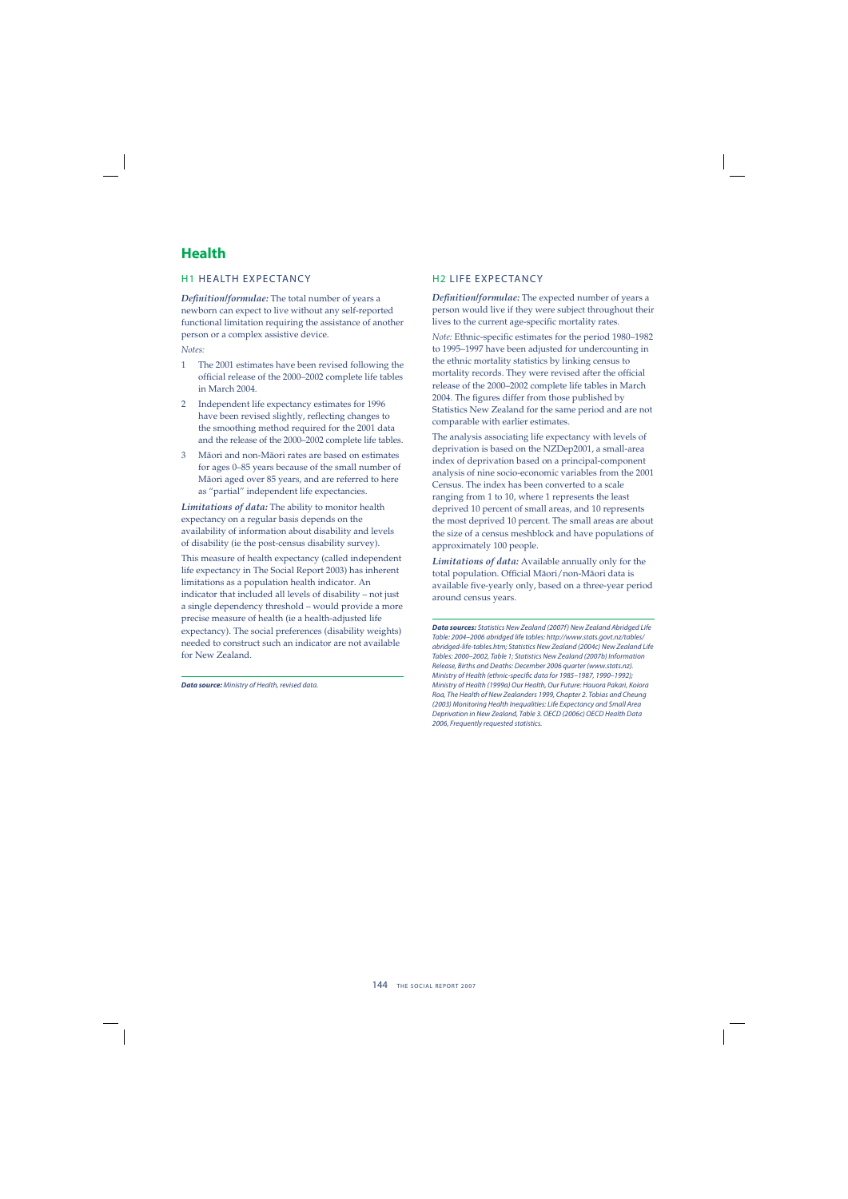# Health

## H1 HEALTH EXPECTANCY

***Definition/formulae:*** The total number of years a newborn can expect to live without any self-reported functional limitation requiring the assistance of another person or a complex assistive device.

*Notes:*

1. The 2001 estimates have been revised following the official release of the 2000–2002 complete life tables in March 2004.
2. Independent life expectancy estimates for 1996 have been revised slightly, reflecting changes to the smoothing method required for the 2001 data and the release of the 2000–2002 complete life tables.
3. Māori and non-Māori rates are based on estimates for ages 0–85 years because of the small number of Māori aged over 85 years, and are referred to here as "partial" independent life expectancies.

***Limitations of data:*** The ability to monitor health expectancy on a regular basis depends on the availability of information about disability and levels of disability (ie the post-census disability survey).

This measure of health expectancy (called independent life expectancy in The Social Report 2003) has inherent limitations as a population health indicator. An indicator that included all levels of disability – not just a single dependency threshold – would provide a more precise measure of health (ie a health-adjusted life expectancy). The social preferences (disability weights) needed to construct such an indicator are not available for New Zealand.

***Data source:*** *Ministry of Health, revised data.*

## H2 LIFE EXPECTANCY

***Definition/formulae:*** The expected number of years a person would live if they were subject throughout their lives to the current age-specific mortality rates.

*Note:* Ethnic-specific estimates for the period 1980–1982 to 1995–1997 have been adjusted for undercounting in the ethnic mortality statistics by linking census to mortality records. They were revised after the official release of the 2000–2002 complete life tables in March 2004. The figures differ from those published by Statistics New Zealand for the same period and are not comparable with earlier estimates.

The analysis associating life expectancy with levels of deprivation is based on the NZDep2001, a small-area index of deprivation based on a principal-component analysis of nine socio-economic variables from the 2001 Census. The index has been converted to a scale ranging from 1 to 10, where 1 represents the least deprived 10 percent of small areas, and 10 represents the most deprived 10 percent. The small areas are about the size of a census meshblock and have populations of approximately 100 people.

***Limitations of data:*** Available annually only for the total population. Official Māori/non-Māori data is available five-yearly only, based on a three-year period around census years.

***Data sources:*** *Statistics New Zealand (2007f) New Zealand Abridged Life Table: 2004–2006 abridged life tables: http://www.stats.govt.nz/tables/abridged-life-tables.htm; Statistics New Zealand (2004c) New Zealand Life Tables: 2000–2002, Table 1; Statistics New Zealand (2007b) Information Release, Births and Deaths: December 2006 quarter (www.stats.nz). Ministry of Health (ethnic-specific data for 1985–1987, 1990–1992); Ministry of Health (1999a) Our Health, Our Future: Hauora Pakari, Koiora Roa, The Health of New Zealanders 1999, Chapter 2. Tobias and Cheung (2003) Monitoring Health Inequalities: Life Expectancy and Small Area Deprivation in New Zealand, Table 3. OECD (2006c) OECD Health Data 2006, Frequently requested statistics.*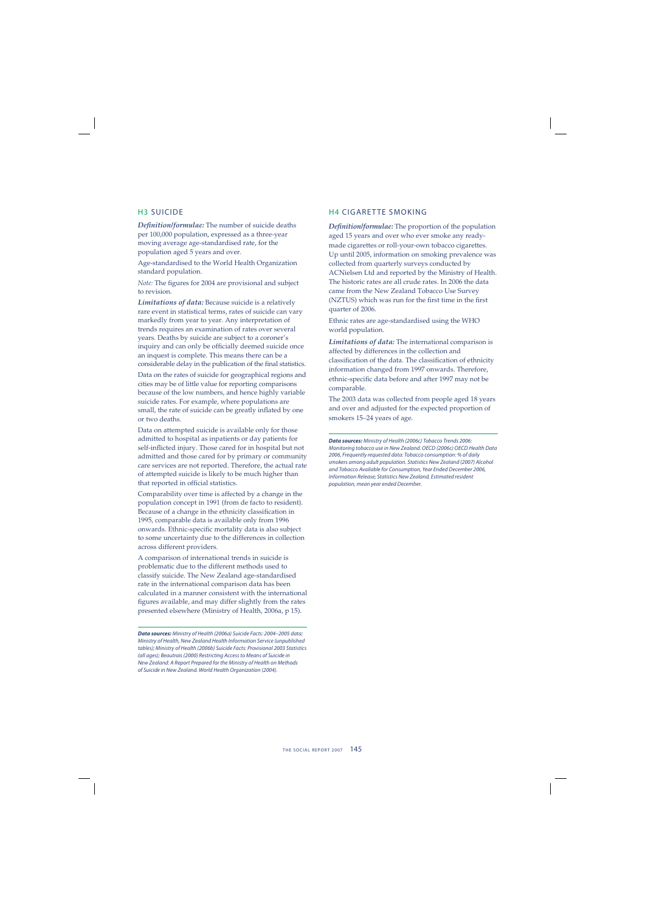## H3 SUICIDE

***Definition/formulae:*** The number of suicide deaths per 100,000 population, expressed as a three-year moving average age-standardised rate, for the population aged 5 years and over.

Age-standardised to the World Health Organization standard population.

*Note:* The figures for 2004 are provisional and subject to revision.

***Limitations of data:*** Because suicide is a relatively rare event in statistical terms, rates of suicide can vary markedly from year to year. Any interpretation of trends requires an examination of rates over several years. Deaths by suicide are subject to a coroner's inquiry and can only be officially deemed suicide once an inquest is complete. This means there can be a considerable delay in the publication of the final statistics.

Data on the rates of suicide for geographical regions and cities may be of little value for reporting comparisons because of the low numbers, and hence highly variable suicide rates. For example, where populations are small, the rate of suicide can be greatly inflated by one or two deaths.

Data on attempted suicide is available only for those admitted to hospital as inpatients or day patients for self-inflicted injury. Those cared for in hospital but not admitted and those cared for by primary or community care services are not reported. Therefore, the actual rate of attempted suicide is likely to be much higher than that reported in official statistics.

Comparability over time is affected by a change in the population concept in 1991 (from de facto to resident). Because of a change in the ethnicity classification in 1995, comparable data is available only from 1996 onwards. Ethnic-specific mortality data is also subject to some uncertainty due to the differences in collection across different providers.

A comparison of international trends in suicide is problematic due to the different methods used to classify suicide. The New Zealand age-standardised rate in the international comparison data has been calculated in a manner consistent with the international figures available, and may differ slightly from the rates presented elsewhere (Ministry of Health, 2006a, p 15).

***Data sources:*** *Ministry of Health (2006a) Suicide Facts: 2004–2005 data; Ministry of Health, New Zealand Health Information Service (unpublished tables); Ministry of Health (2006b) Suicide Facts: Provisional 2003 Statistics (all ages); Beautrais (2000) Restricting Access to Means of Suicide in New Zealand: A Report Prepared for the Ministry of Health on Methods of Suicide in New Zealand. World Health Organization (2004).*

## H4 CIGARETTE SMOKING

***Definition/formulae:*** The proportion of the population aged 15 years and over who ever smoke any ready-made cigarettes or roll-your-own tobacco cigarettes. Up until 2005, information on smoking prevalence was collected from quarterly surveys conducted by ACNielsen Ltd and reported by the Ministry of Health. The historic rates are all crude rates. In 2006 the data came from the New Zealand Tobacco Use Survey (NZTUS) which was run for the first time in the first quarter of 2006.

Ethnic rates are age-standardised using the WHO world population.

***Limitations of data:*** The international comparison is affected by differences in the collection and classification of the data. The classification of ethnicity information changed from 1997 onwards. Therefore, ethnic-specific data before and after 1997 may not be comparable.

The 2003 data was collected from people aged 18 years and over and adjusted for the expected proportion of smokers 15–24 years of age.

***Data sources:*** *Ministry of Health (2006c) Tobacco Trends 2006: Monitoring tobacco use in New Zealand. OECD (2006c) OECD Health Data 2006, Frequently requested data: Tobacco consumption: % of daily smokers among adult population. Statistics New Zealand (2007) Alcohol and Tobacco Available for Consumption, Year Ended December 2006, Information Release; Statistics New Zealand, Estimated resident population, mean year ended December.*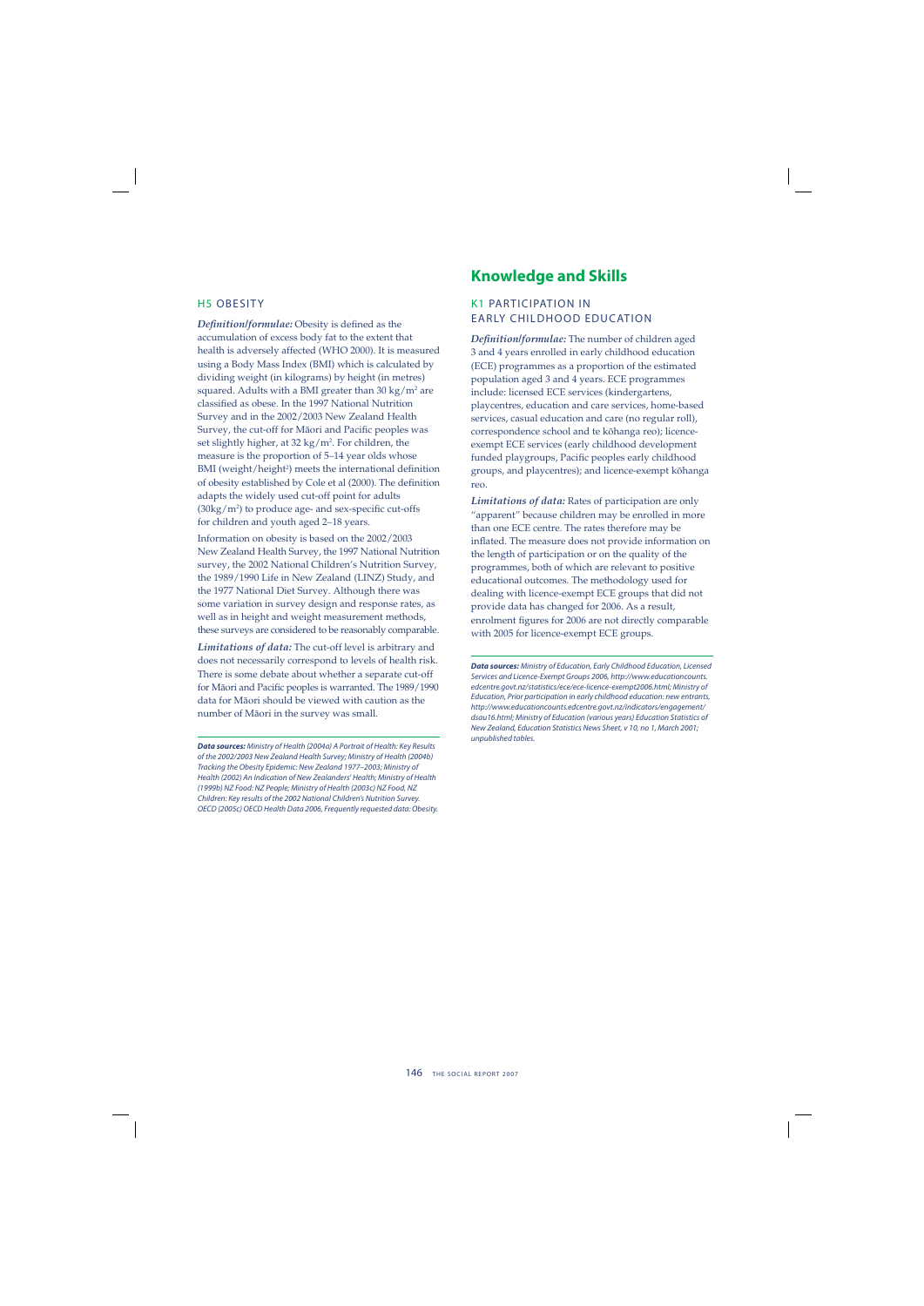## H5 OBESITY

***Definition/formulae:*** Obesity is defined as the accumulation of excess body fat to the extent that health is adversely affected (WHO 2000). It is measured using a Body Mass Index (BMI) which is calculated by dividing weight (in kilograms) by height (in metres) squared. Adults with a BMI greater than 30 $kg/m^2$ are classified as obese. In the 1997 National Nutrition Survey and in the 2002/2003 New Zealand Health Survey, the cut-off for Māori and Pacific peoples was set slightly higher, at 32 $kg/m^2$. For children, the measure is the proportion of 5–14 year olds whose BMI (weight/height$^2$) meets the international definition of obesity established by Cole et al (2000). The definition adapts the widely used cut-off point for adults ($30kg/m^2$) to produce age- and sex-specific cut-offs for children and youth aged 2–18 years.

Information on obesity is based on the 2002/2003 New Zealand Health Survey, the 1997 National Nutrition survey, the 2002 National Children's Nutrition Survey, the 1989/1990 Life in New Zealand (LINZ) Study, and the 1977 National Diet Survey. Although there was some variation in survey design and response rates, as well as in height and weight measurement methods, these surveys are considered to be reasonably comparable.

***Limitations of data:*** The cut-off level is arbitrary and does not necessarily correspond to levels of health risk. There is some debate about whether a separate cut-off for Māori and Pacific peoples is warranted. The 1989/1990 data for Māori should be viewed with caution as the number of Māori in the survey was small.

***Data sources:*** *Ministry of Health (2004a) A Portrait of Health: Key Results of the 2002/2003 New Zealand Health Survey; Ministry of Health (2004b) Tracking the Obesity Epidemic: New Zealand 1977–2003; Ministry of Health (2002) An Indication of New Zealanders' Health; Ministry of Health (1999b) NZ Food: NZ People; Ministry of Health (2003c) NZ Food, NZ Children: Key results of the 2002 National Children's Nutrition Survey. OECD (2005c) OECD Health Data 2006, Frequently requested data: Obesity.*

# Knowledge and Skills

## K1 PARTICIPATION IN EARLY CHILDHOOD EDUCATION

***Definition/formulae:*** The number of children aged 3 and 4 years enrolled in early childhood education (ECE) programmes as a proportion of the estimated population aged 3 and 4 years. ECE programmes include: licensed ECE services (kindergartens, playcentres, education and care services, home-based services, casual education and care (no regular roll), correspondence school and te kōhanga reo); licence-exempt ECE services (early childhood development funded playgroups, Pacific peoples early childhood groups, and playcentres); and licence-exempt kōhanga reo.

***Limitations of data:*** Rates of participation are only "apparent" because children may be enrolled in more than one ECE centre. The rates therefore may be inflated. The measure does not provide information on the length of participation or on the quality of the programmes, both of which are relevant to positive educational outcomes. The methodology used for dealing with licence-exempt ECE groups that did not provide data has changed for 2006. As a result, enrolment figures for 2006 are not directly comparable with 2005 for licence-exempt ECE groups.

***Data sources:*** *Ministry of Education, Early Childhood Education, Licensed Services and Licence-Exempt Groups 2006, http://www.educationcounts.edcentre.govt.nz/statistics/ece/ece-licence-exempt2006.html; Ministry of Education, Prior participation in early childhood education: new entrants, http://www.educationcounts.edcentre.govt.nz/indicators/engagement/dsau16.html; Ministry of Education (various years) Education Statistics of New Zealand, Education Statistics News Sheet, v 10, no 1, March 2001; unpublished tables.*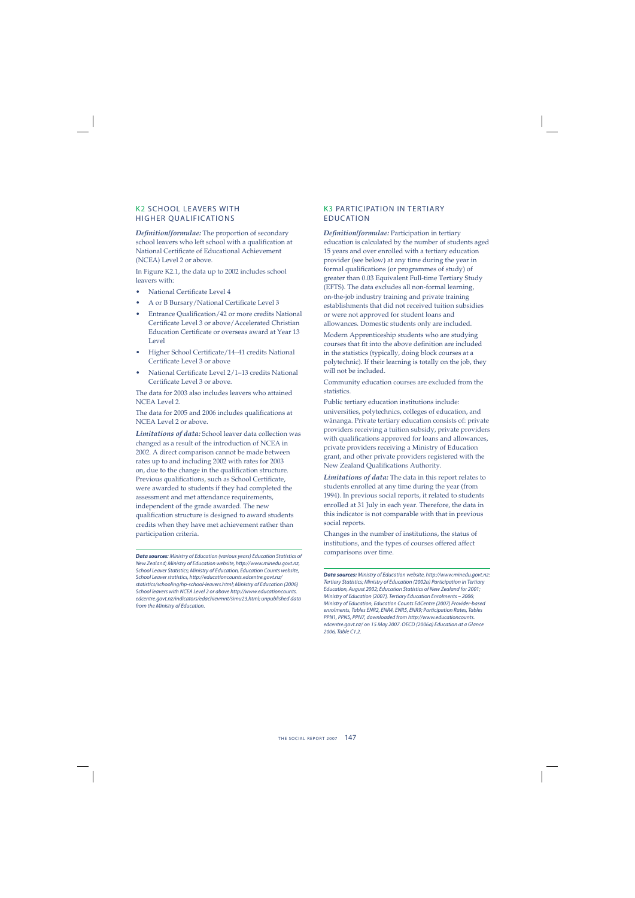## K2 SCHOOL LEAVERS WITH HIGHER QUALIFICATIONS

***Definition/formulae:*** The proportion of secondary school leavers who left school with a qualification at National Certificate of Educational Achievement (NCEA) Level 2 or above.

In Figure K2.1, the data up to 2002 includes school leavers with:

- National Certificate Level 4
- A or B Bursary/National Certificate Level 3
- Entrance Qualification/42 or more credits National Certificate Level 3 or above/Accelerated Christian Education Certificate or overseas award at Year 13 Level
- Higher School Certificate/14–41 credits National Certificate Level 3 or above
- National Certificate Level 2/1–13 credits National Certificate Level 3 or above.

The data for 2003 also includes leavers who attained NCEA Level 2.

The data for 2005 and 2006 includes qualifications at NCEA Level 2 or above.

***Limitations of data:*** School leaver data collection was changed as a result of the introduction of NCEA in 2002. A direct comparison cannot be made between rates up to and including 2002 with rates for 2003 on, due to the change in the qualification structure. Previous qualifications, such as School Certificate, were awarded to students if they had completed the assessment and met attendance requirements, independent of the grade awarded. The new qualification structure is designed to award students credits when they have met achievement rather than participation criteria.

***Data sources:*** *Ministry of Education (various years) Education Statistics of New Zealand; Ministry of Education website, http://www.minedu.govt.nz, School Leaver Statistics; Ministry of Education, Education Counts website, School Leaver statistics, http://educationcounts.edcentre.govt.nz/statistics/schooling/hp-school-leavers.html; Ministry of Education (2006) School leavers with NCEA Level 2 or above http://www.educationcounts.edcentre.govt.nz/indicators/edachievmnt/simu23.html; unpublished data from the Ministry of Education.*

## K3 PARTICIPATION IN TERTIARY EDUCATION

***Definition/formulae:*** Participation in tertiary education is calculated by the number of students aged 15 years and over enrolled with a tertiary education provider (see below) at any time during the year in formal qualifications (or programmes of study) of greater than 0.03 Equivalent Full-time Tertiary Study (EFTS). The data excludes all non-formal learning, on-the-job industry training and private training establishments that did not received tuition subsidies or were not approved for student loans and allowances. Domestic students only are included.

Modern Apprenticeship students who are studying courses that fit into the above definition are included in the statistics (typically, doing block courses at a polytechnic). If their learning is totally on the job, they will not be included.

Community education courses are excluded from the statistics.

Public tertiary education institutions include: universities, polytechnics, colleges of education, and wānanga. Private tertiary education consists of: private providers receiving a tuition subsidy, private providers with qualifications approved for loans and allowances, private providers receiving a Ministry of Education grant, and other private providers registered with the New Zealand Qualifications Authority.

***Limitations of data:*** The data in this report relates to students enrolled at any time during the year (from 1994). In previous social reports, it related to students enrolled at 31 July in each year. Therefore, the data in this indicator is not comparable with that in previous social reports.

Changes in the number of institutions, the status of institutions, and the types of courses offered affect comparisons over time.

***Data sources:*** *Ministry of Education website, http://www.minedu.govt.nz: Tertiary Statistics; Ministry of Education (2002a) Participation in Tertiary Education, August 2002; Education Statistics of New Zealand for 2001; Ministry of Education (2007), Tertiary Education Enrolments – 2006; Ministry of Education, Education Counts EdCentre (2007) Provider-based enrolments, Tables ENR2, ENR4, ENR5, ENR9; Participation Rates, Tables PPN1, PPN5, PPN7, downloaded from http://www.educationcounts.edcentre.govt.nz/ on 15 May 2007. OECD (2006a) Education at a Glance 2006, Table C1.2.*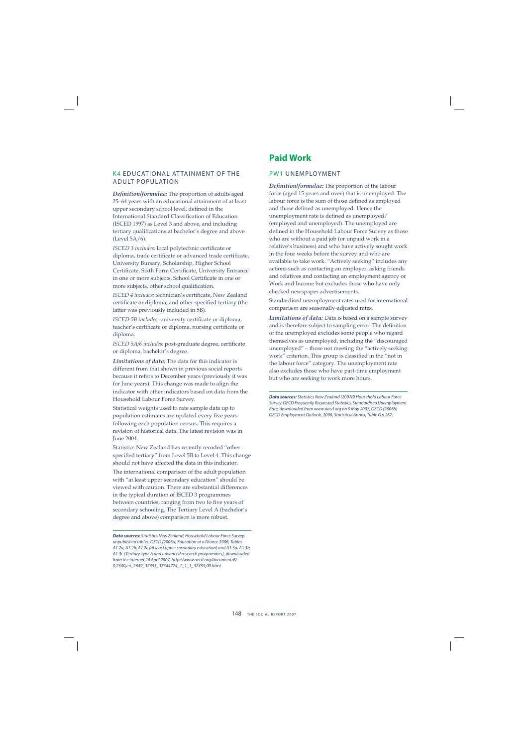## K4 EDUCATIONAL ATTAINMENT OF THE ADULT POPULATION

***Definition/formulae:*** The proportion of adults aged 25–64 years with an educational attainment of at least upper secondary school level, defined in the International Standard Classification of Education (ISCED 1997) as Level 3 and above, and including tertiary qualifications at bachelor's degree and above (Level 5A/6).

*ISCED 3 includes:* local polytechnic certificate or diploma, trade certificate or advanced trade certificate, University Bursary, Scholarship, Higher School Certificate, Sixth Form Certificate, University Entrance in one or more subjects, School Certificate in one or more subjects, other school qualification.

*ISCED 4 includes:* technician's certificate, New Zealand certificate or diploma, and other specified tertiary (the latter was previously included in 5B).

*ISCED 5B includes:* university certificate or diploma, teacher's certificate or diploma, nursing certificate or diploma.

*ISCED 5A/6 includes:* post-graduate degree, certificate or diploma, bachelor's degree.

***Limitations of data:*** The data for this indicator is different from that shown in previous social reports because it refers to December years (previously it was for June years). This change was made to align the indicator with other indicators based on data from the Household Labour Force Survey.

Statistical weights used to rate sample data up to population estimates are updated every five years following each population census. This requires a revision of historical data. The latest revision was in June 2004.

Statistics New Zealand has recently recoded "other specified tertiary" from Level 5B to Level 4. This change should not have affected the data in this indicator.

The international comparison of the adult population with "at least upper secondary education" should be viewed with caution. There are substantial differences in the typical duration of ISCED 3 programmes between countries, ranging from two to five years of secondary schooling. The Tertiary Level A (bachelor's degree and above) comparison is more robust.

***Data sources:*** *Statistics New Zealand, Household Labour Force Survey, unpublished tables. OECD (2006a) Education at a Glance 2006, Tables A1.2a, A1.2b, A1.2c (at least upper secondary education) and A1.3a, A1.3b, A1.3c (Tertiary-type A and advanced research programmes), downloaded from the internet 24 April 2007, http://www.oecd.org/document/6/0,2340,en_2649_37455_37344774_1_1_1_37455,00.html*

# Paid Work

## PW1 UNEMPLOYMENT

***Definition/formulae:*** The proportion of the labour force (aged 15 years and over) that is unemployed. The labour force is the sum of those defined as employed and those defined as unemployed. Hence the unemployment rate is defined as unemployed/(employed and unemployed). The unemployed are defined in the Household Labour Force Survey as those who are without a paid job (or unpaid work in a relative's business) and who have actively sought work in the four weeks before the survey and who are available to take work. "Actively seeking" includes any actions such as contacting an employer, asking friends and relatives and contacting an employment agency or Work and Income but excludes those who have only checked newspaper advertisements.

Standardised unemployment rates used for international comparison are seasonally-adjusted rates.

***Limitations of data:*** Data is based on a sample survey and is therefore subject to sampling error. The definition of the unemployed excludes some people who regard themselves as unemployed, including the "discouraged unemployed" – those not meeting the "actively seeking work" criterion. This group is classified in the "not in the labour force" category. The unemployment rate also excludes those who have part-time employment but who are seeking to work more hours.

***Data sources:*** *Statistics New Zealand (2007d) Household Labour Force Survey. OECD Frequently Requested Statistics, Standardised Unemployment Rate, downloaded from www.oecd.org on 9 May 2007; OECD (2006b) OECD Employment Outlook, 2006, Statistical Annex, Table G p 267.*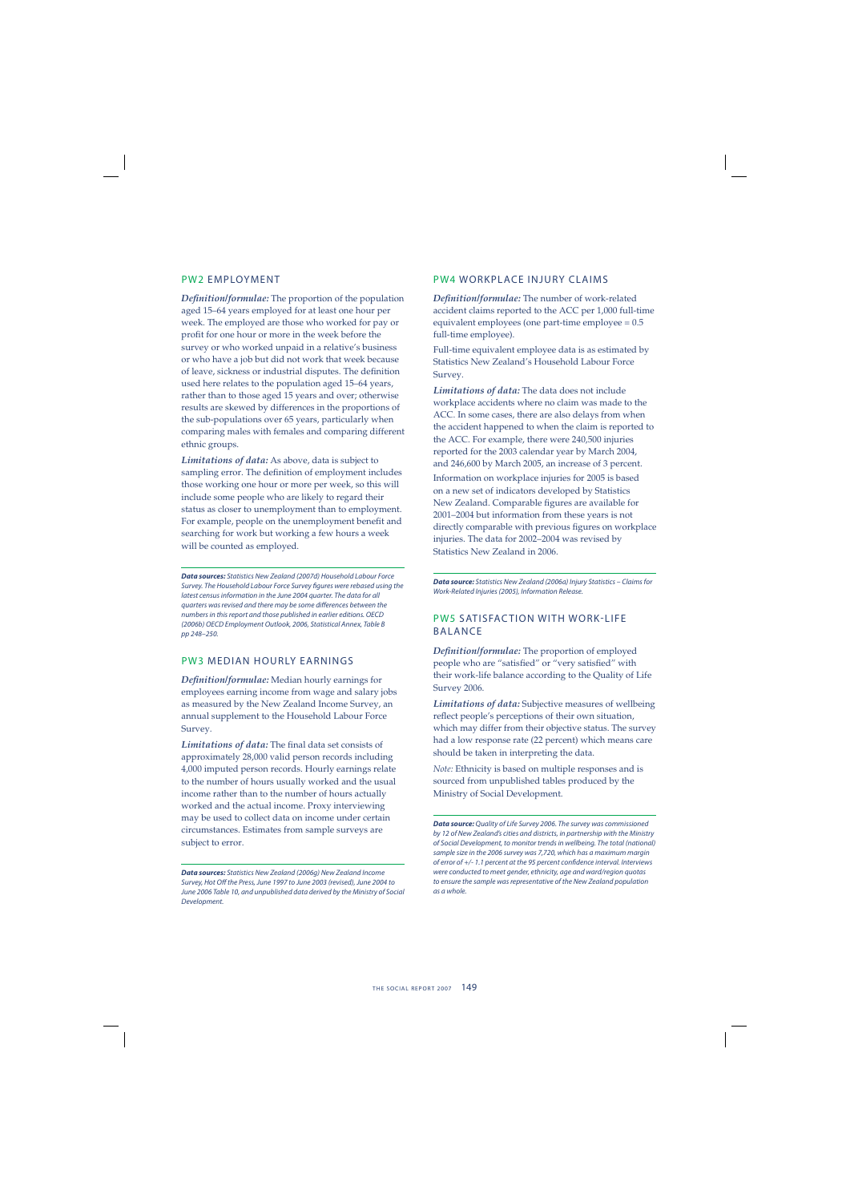## PW2 EMPLOYMENT

***Definition/formulae:*** The proportion of the population aged 15–64 years employed for at least one hour per week. The employed are those who worked for pay or profit for one hour or more in the week before the survey or who worked unpaid in a relative's business or who have a job but did not work that week because of leave, sickness or industrial disputes. The definition used here relates to the population aged 15–64 years, rather than to those aged 15 years and over; otherwise results are skewed by differences in the proportions of the sub-populations over 65 years, particularly when comparing males with females and comparing different ethnic groups.

***Limitations of data:*** As above, data is subject to sampling error. The definition of employment includes those working one hour or more per week, so this will include some people who are likely to regard their status as closer to unemployment than to employment. For example, people on the unemployment benefit and searching for work but working a few hours a week will be counted as employed.

***Data sources:*** *Statistics New Zealand (2007d) Household Labour Force Survey. The Household Labour Force Survey figures were rebased using the latest census information in the June 2004 quarter. The data for all quarters was revised and there may be some differences between the numbers in this report and those published in earlier editions. OECD (2006b) OECD Employment Outlook, 2006, Statistical Annex, Table B pp 248–250.*

## PW3 MEDIAN HOURLY EARNINGS

***Definition/formulae:*** Median hourly earnings for employees earning income from wage and salary jobs as measured by the New Zealand Income Survey, an annual supplement to the Household Labour Force Survey.

***Limitations of data:*** The final data set consists of approximately 28,000 valid person records including 4,000 imputed person records. Hourly earnings relate to the number of hours usually worked and the usual income rather than to the number of hours actually worked and the actual income. Proxy interviewing may be used to collect data on income under certain circumstances. Estimates from sample surveys are subject to error.

***Data sources:*** *Statistics New Zealand (2006g) New Zealand Income Survey, Hot Off the Press, June 1997 to June 2003 (revised), June 2004 to June 2006 Table 10, and unpublished data derived by the Ministry of Social Development.*

## PW4 WORKPLACE INJURY CLAIMS

***Definition/formulae:*** The number of work-related accident claims reported to the ACC per 1,000 full-time equivalent employees (one part-time employee = 0.5 full-time employee).

Full-time equivalent employee data is as estimated by Statistics New Zealand's Household Labour Force Survey.

***Limitations of data:*** The data does not include workplace accidents where no claim was made to the ACC. In some cases, there are also delays from when the accident happened to when the claim is reported to the ACC. For example, there were 240,500 injuries reported for the 2003 calendar year by March 2004, and 246,600 by March 2005, an increase of 3 percent. Information on workplace injuries for 2005 is based on a new set of indicators developed by Statistics New Zealand. Comparable figures are available for 2001–2004 but information from these years is not directly comparable with previous figures on workplace injuries. The data for 2002–2004 was revised by Statistics New Zealand in 2006.

***Data source:*** *Statistics New Zealand (2006a) Injury Statistics – Claims for Work-Related Injuries (2005), Information Release.*

## PW5 SATISFACTION WITH WORK-LIFE BALANCE

***Definition/formulae:*** The proportion of employed people who are "satisfied" or "very satisfied" with their work-life balance according to the Quality of Life Survey 2006.

***Limitations of data:*** Subjective measures of wellbeing reflect people's perceptions of their own situation, which may differ from their objective status. The survey had a low response rate (22 percent) which means care should be taken in interpreting the data.

*Note:* Ethnicity is based on multiple responses and is sourced from unpublished tables produced by the Ministry of Social Development.

***Data source:*** *Quality of Life Survey 2006. The survey was commissioned by 12 of New Zealand's cities and districts, in partnership with the Ministry of Social Development, to monitor trends in wellbeing. The total (national) sample size in the 2006 survey was 7,720, which has a maximum margin of error of +/- 1.1 percent at the 95 percent confidence interval. Interviews were conducted to meet gender, ethnicity, age and ward/region quotas to ensure the sample was representative of the New Zealand population as a whole.*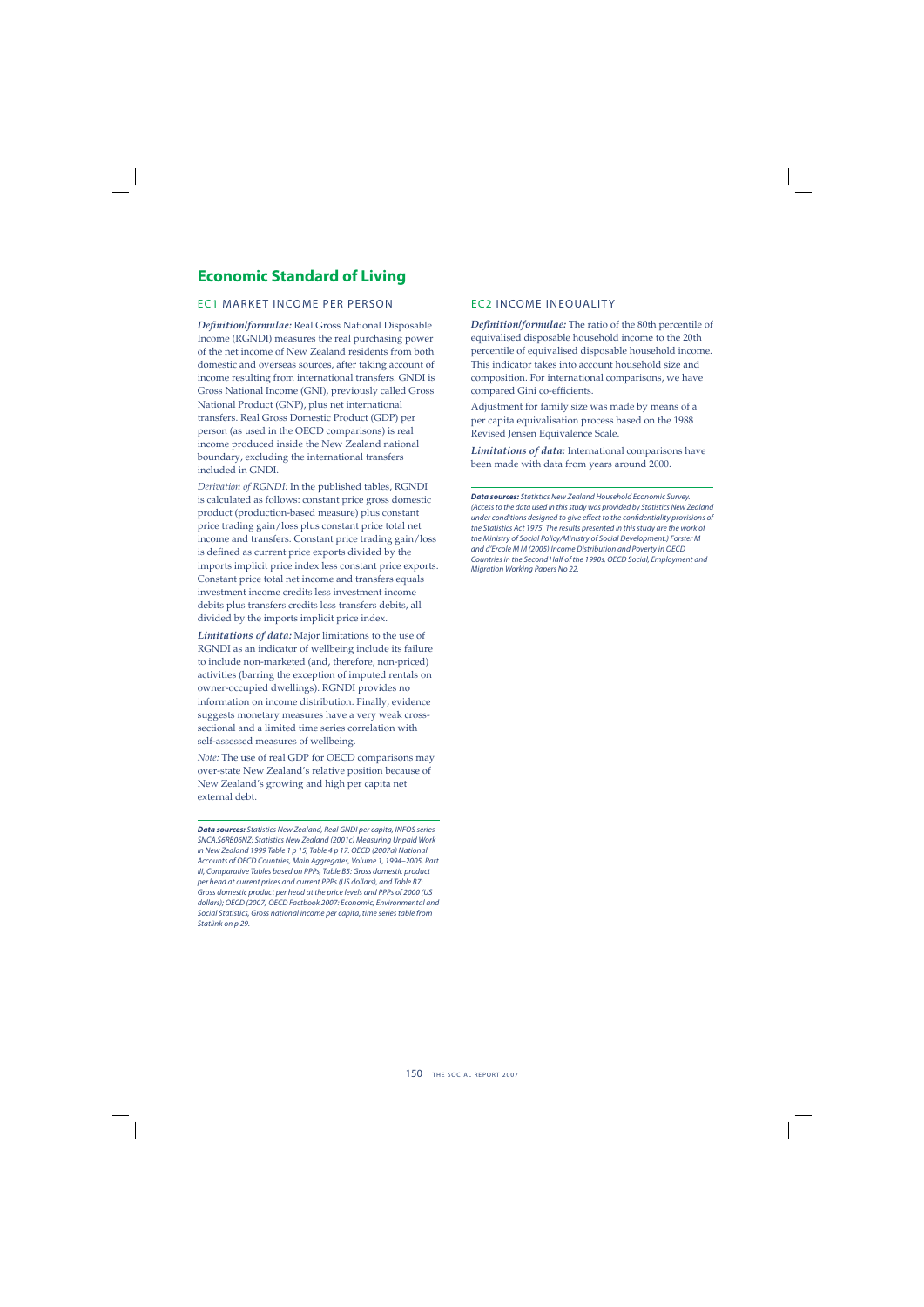# Economic Standard of Living

## EC1 MARKET INCOME PER PERSON

***Definition/formulae:*** Real Gross National Disposable Income (RGNDI) measures the real purchasing power of the net income of New Zealand residents from both domestic and overseas sources, after taking account of income resulting from international transfers. GNDI is Gross National Income (GNI), previously called Gross National Product (GNP), plus net international transfers. Real Gross Domestic Product (GDP) per person (as used in the OECD comparisons) is real income produced inside the New Zealand national boundary, excluding the international transfers included in GNDI.

*Derivation of RGNDI:* In the published tables, RGNDI is calculated as follows: constant price gross domestic product (production-based measure) plus constant price trading gain/loss plus constant price total net income and transfers. Constant price trading gain/loss is defined as current price exports divided by the imports implicit price index less constant price exports. Constant price total net income and transfers equals investment income credits less investment income debits plus transfers credits less transfers debits, all divided by the imports implicit price index.

***Limitations of data:*** Major limitations to the use of RGNDI as an indicator of wellbeing include its failure to include non-marketed (and, therefore, non-priced) activities (barring the exception of imputed rentals on owner-occupied dwellings). RGNDI provides no information on income distribution. Finally, evidence suggests monetary measures have a very weak cross-sectional and a limited time series correlation with self-assessed measures of wellbeing.

*Note:* The use of real GDP for OECD comparisons may over-state New Zealand's relative position because of New Zealand's growing and high per capita net external debt.

***Data sources:*** *Statistics New Zealand, Real GNDI per capita, INFOS series SNCA.S6RB06NZ; Statistics New Zealand (2001c) Measuring Unpaid Work in New Zealand 1999 Table 1 p 15, Table 4 p 17. OECD (2007a) National Accounts of OECD Countries, Main Aggregates, Volume 1, 1994–2005, Part III, Comparative Tables based on PPPs, Table B5: Gross domestic product per head at current prices and current PPPs (US dollars), and Table B7: Gross domestic product per head at the price levels and PPPs of 2000 (US dollars); OECD (2007) OECD Factbook 2007: Economic, Environmental and Social Statistics, Gross national income per capita, time series table from Statlink on p 29.*

## EC2 INCOME INEQUALITY

***Definition/formulae:*** The ratio of the 80th percentile of equivalised disposable household income to the 20th percentile of equivalised disposable household income. This indicator takes into account household size and composition. For international comparisons, we have compared Gini co-efficients.

Adjustment for family size was made by means of a per capita equivalisation process based on the 1988 Revised Jensen Equivalence Scale.

***Limitations of data:*** International comparisons have been made with data from years around 2000.

***Data sources:*** *Statistics New Zealand Household Economic Survey. (Access to the data used in this study was provided by Statistics New Zealand under conditions designed to give effect to the confidentiality provisions of the Statistics Act 1975. The results presented in this study are the work of the Ministry of Social Policy/Ministry of Social Development.) Forster M and d'Ercole M M (2005) Income Distribution and Poverty in OECD Countries in the Second Half of the 1990s, OECD Social, Employment and Migration Working Papers No 22.*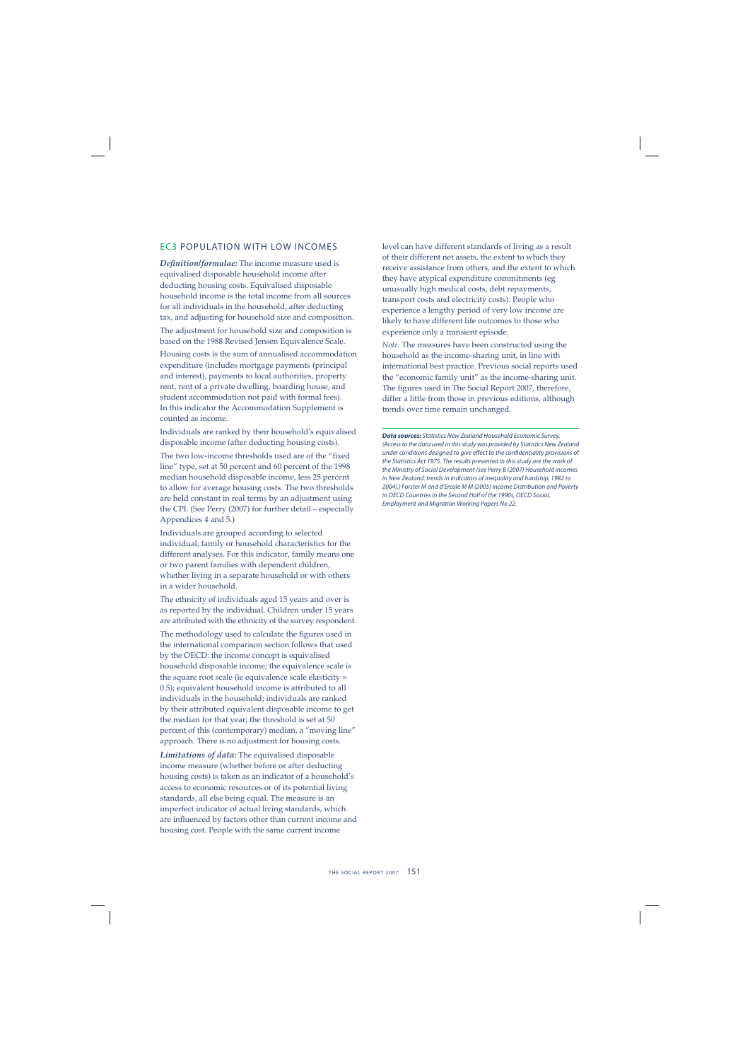## EC3 POPULATION WITH LOW INCOMES

***Definition/formulae:*** The income measure used is equivalised disposable household income after deducting housing costs. Equivalised disposable household income is the total income from all sources for all individuals in the household, after deducting tax, and adjusting for household size and composition.

The adjustment for household size and composition is based on the 1988 Revised Jensen Equivalence Scale.

Housing costs is the sum of annualised accommodation expenditure (includes mortgage payments (principal and interest), payments to local authorities, property rent, rent of a private dwelling, boarding house, and student accommodation not paid with formal fees). In this indicator the Accommodation Supplement is counted as income.

Individuals are ranked by their household's equivalised disposable income (after deducting housing costs).

The two low-income thresholds used are of the "fixed line" type, set at 50 percent and 60 percent of the 1998 median household disposable income, less 25 percent to allow for average housing costs. The two thresholds are held constant in real terms by an adjustment using the CPI. (See Perry (2007) for further detail – especially Appendices 4 and 5.)

Individuals are grouped according to selected individual, family or household characteristics for the different analyses. For this indicator, family means one or two parent families with dependent children, whether living in a separate household or with others in a wider household.

The ethnicity of individuals aged 15 years and over is as reported by the individual. Children under 15 years are attributed with the ethnicity of the survey respondent.

The methodology used to calculate the figures used in the international comparison section follows that used by the OECD: the income concept is equivalised household disposable income; the equivalence scale is the square root scale (ie equivalence scale elasticity = 0.5); equivalent household income is attributed to all individuals in the household; individuals are ranked by their attributed equivalent disposable income to get the median for that year; the threshold is set at 50 percent of this (contemporary) median, a "moving line" approach. There is no adjustment for housing costs.

***Limitations of data:*** The equivalised disposable income measure (whether before or after deducting housing costs) is taken as an indicator of a household's access to economic resources or of its potential living standards, all else being equal. The measure is an imperfect indicator of actual living standards, which are influenced by factors other than current income and housing cost. People with the same current income level can have different standards of living as a result of their different net assets, the extent to which they receive assistance from others, and the extent to which they have atypical expenditure commitments (eg unusually high medical costs, debt repayments, transport costs and electricity costs). People who experience a lengthy period of very low income are likely to have different life outcomes to those who experience only a transient episode.

*Note:* The measures have been constructed using the household as the income-sharing unit, in line with international best practice. Previous social reports used the "economic family unit" as the income-sharing unit. The figures used in The Social Report 2007, therefore, differ a little from those in previous editions, although trends over time remain unchanged.

---

***Data sources:*** *Statistics New Zealand Household Economic Survey. (Access to the data used in this study was provided by Statistics New Zealand under conditions designed to give effect to the confidentiality provisions of the Statistics Act 1975. The results presented in this study are the work of the Ministry of Social Development (see Perry B (2007) Household incomes in New Zealand: trends in indicators of inequality and hardship, 1982 to 2004).) Forster M and d'Ercole M M (2005) Income Distribution and Poverty in OECD Countries in the Second Half of the 1990s, OECD Social, Employment and Migration Working Papers No 22.*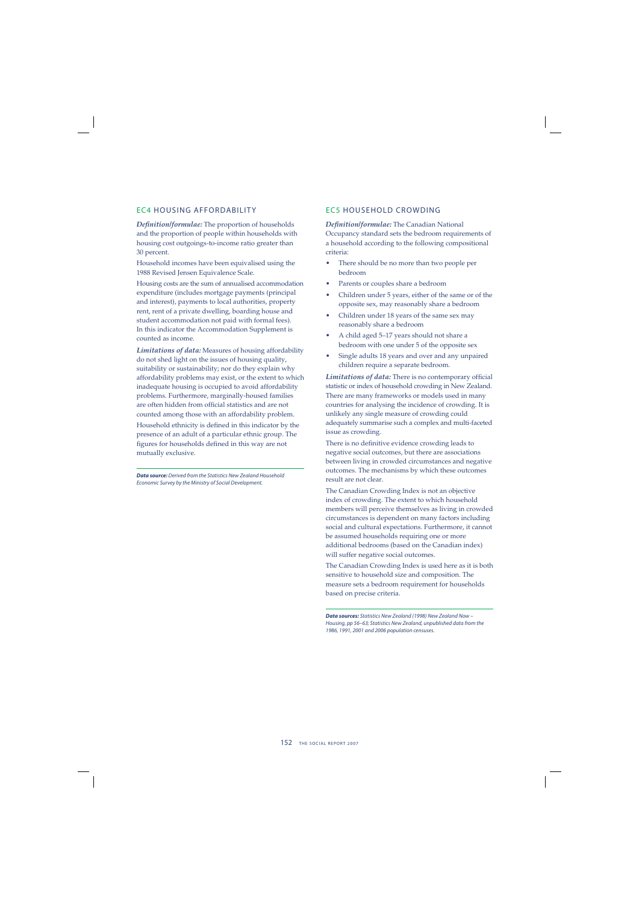## EC4 HOUSING AFFORDABILITY

***Definition/formulae:*** The proportion of households and the proportion of people within households with housing cost outgoings-to-income ratio greater than 30 percent.

Household incomes have been equivalised using the 1988 Revised Jensen Equivalence Scale.

Housing costs are the sum of annualised accommodation expenditure (includes mortgage payments (principal and interest), payments to local authorities, property rent, rent of a private dwelling, boarding house and student accommodation not paid with formal fees). In this indicator the Accommodation Supplement is counted as income.

***Limitations of data:*** Measures of housing affordability do not shed light on the issues of housing quality, suitability or sustainability; nor do they explain why affordability problems may exist, or the extent to which inadequate housing is occupied to avoid affordability problems. Furthermore, marginally-housed families are often hidden from official statistics and are not counted among those with an affordability problem.

Household ethnicity is defined in this indicator by the presence of an adult of a particular ethnic group. The figures for households defined in this way are not mutually exclusive.

***Data source:*** *Derived from the Statistics New Zealand Household Economic Survey by the Ministry of Social Development.*

## EC5 HOUSEHOLD CROWDING

***Definition/formulae:*** The Canadian National Occupancy standard sets the bedroom requirements of a household according to the following compositional criteria:

- There should be no more than two people per bedroom
- Parents or couples share a bedroom
- Children under 5 years, either of the same or of the opposite sex, may reasonably share a bedroom
- Children under 18 years of the same sex may reasonably share a bedroom
- A child aged 5–17 years should not share a bedroom with one under 5 of the opposite sex
- Single adults 18 years and over and any unpaired children require a separate bedroom.

***Limitations of data:*** There is no contemporary official statistic or index of household crowding in New Zealand. There are many frameworks or models used in many countries for analysing the incidence of crowding. It is unlikely any single measure of crowding could adequately summarise such a complex and multi-faceted issue as crowding.

There is no definitive evidence crowding leads to negative social outcomes, but there are associations between living in crowded circumstances and negative outcomes. The mechanisms by which these outcomes result are not clear.

The Canadian Crowding Index is not an objective index of crowding. The extent to which household members will perceive themselves as living in crowded circumstances is dependent on many factors including social and cultural expectations. Furthermore, it cannot be assumed households requiring one or more additional bedrooms (based on the Canadian index) will suffer negative social outcomes.

The Canadian Crowding Index is used here as it is both sensitive to household size and composition. The measure sets a bedroom requirement for households based on precise criteria.

***Data sources:*** *Statistics New Zealand (1998) New Zealand Now – Housing, pp 56–63; Statistics New Zealand, unpublished data from the 1986, 1991, 2001 and 2006 population censuses.*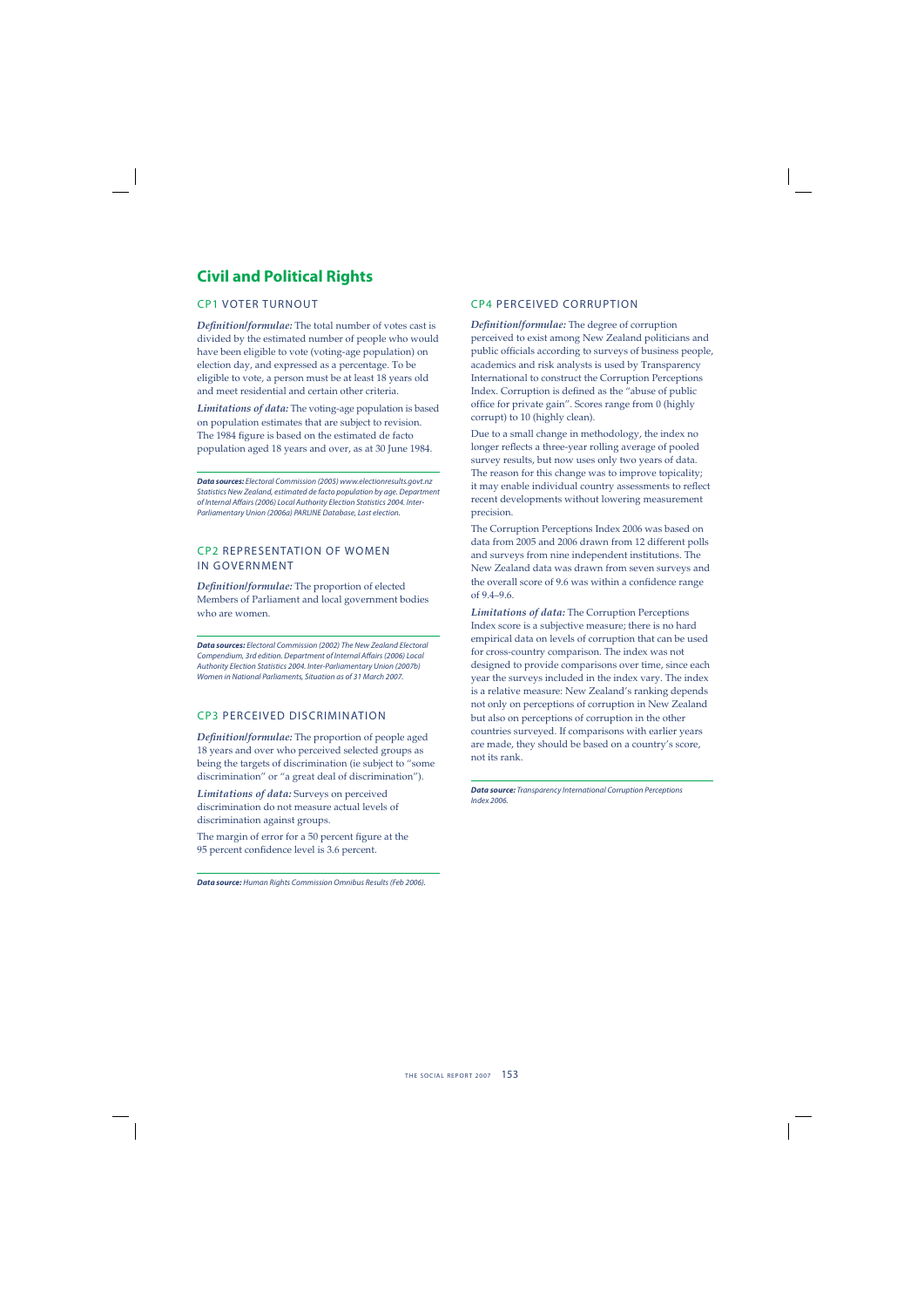# Civil and Political Rights

## CP1 VOTER TURNOUT

***Definition/formulae:*** The total number of votes cast is divided by the estimated number of people who would have been eligible to vote (voting-age population) on election day, and expressed as a percentage. To be eligible to vote, a person must be at least 18 years old and meet residential and certain other criteria.

***Limitations of data:*** The voting-age population is based on population estimates that are subject to revision. The 1984 figure is based on the estimated de facto population aged 18 years and over, as at 30 June 1984.

***Data sources:*** *Electoral Commission (2005) www.electionresults.govt.nz Statistics New Zealand, estimated de facto population by age. Department of Internal Affairs (2006) Local Authority Election Statistics 2004. Inter-Parliamentary Union (2006a) PARLINE Database, Last election.*

## CP2 REPRESENTATION OF WOMEN IN GOVERNMENT

***Definition/formulae:*** The proportion of elected Members of Parliament and local government bodies who are women.

***Data sources:*** *Electoral Commission (2002) The New Zealand Electoral Compendium, 3rd edition. Department of Internal Affairs (2006) Local Authority Election Statistics 2004. Inter-Parliamentary Union (2007b) Women in National Parliaments, Situation as of 31 March 2007.*

## CP3 PERCEIVED DISCRIMINATION

***Definition/formulae:*** The proportion of people aged 18 years and over who perceived selected groups as being the targets of discrimination (ie subject to "some discrimination" or "a great deal of discrimination").

***Limitations of data:*** Surveys on perceived discrimination do not measure actual levels of discrimination against groups.

The margin of error for a 50 percent figure at the 95 percent confidence level is 3.6 percent.

***Data source:*** *Human Rights Commission Omnibus Results (Feb 2006).*

## CP4 PERCEIVED CORRUPTION

***Definition/formulae:*** The degree of corruption perceived to exist among New Zealand politicians and public officials according to surveys of business people, academics and risk analysts is used by Transparency International to construct the Corruption Perceptions Index. Corruption is defined as the "abuse of public office for private gain". Scores range from 0 (highly corrupt) to 10 (highly clean).

Due to a small change in methodology, the index no longer reflects a three-year rolling average of pooled survey results, but now uses only two years of data. The reason for this change was to improve topicality; it may enable individual country assessments to reflect recent developments without lowering measurement precision.

The Corruption Perceptions Index 2006 was based on data from 2005 and 2006 drawn from 12 different polls and surveys from nine independent institutions. The New Zealand data was drawn from seven surveys and the overall score of 9.6 was within a confidence range of 9.4–9.6.

***Limitations of data:*** The Corruption Perceptions Index score is a subjective measure; there is no hard empirical data on levels of corruption that can be used for cross-country comparison. The index was not designed to provide comparisons over time, since each year the surveys included in the index vary. The index is a relative measure: New Zealand's ranking depends not only on perceptions of corruption in New Zealand but also on perceptions of corruption in the other countries surveyed. If comparisons with earlier years are made, they should be based on a country's score, not its rank.

***Data source:*** *Transparency International Corruption Perceptions Index 2006.*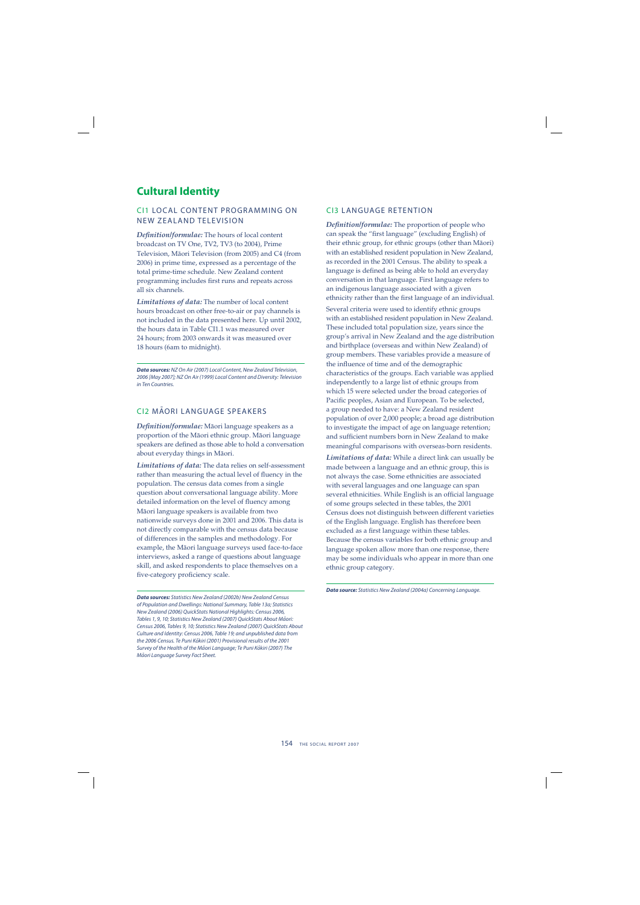# Cultural Identity

## CI1 LOCAL CONTENT PROGRAMMING ON NEW ZEALAND TELEVISION

***Definition/formulae:*** The hours of local content broadcast on TV One, TV2, TV3 (to 2004), Prime Television, Māori Television (from 2005) and C4 (from 2006) in prime time, expressed as a percentage of the total prime-time schedule. New Zealand content programming includes first runs and repeats across all six channels.

***Limitations of data:*** The number of local content hours broadcast on other free-to-air or pay channels is not included in the data presented here. Up until 2002, the hours data in Table CI1.1 was measured over 24 hours; from 2003 onwards it was measured over 18 hours (6am to midnight).

***Data sources:*** *NZ On Air (2007) Local Content, New Zealand Television, 2006 [May 2007]; NZ On Air (1999) Local Content and Diversity: Television in Ten Countries.*

## CI2 MĀORI LANGUAGE SPEAKERS

***Definition/formulae:*** Māori language speakers as a proportion of the Māori ethnic group. Māori language speakers are defined as those able to hold a conversation about everyday things in Māori.

***Limitations of data:*** The data relies on self-assessment rather than measuring the actual level of fluency in the population. The census data comes from a single question about conversational language ability. More detailed information on the level of fluency among Māori language speakers is available from two nationwide surveys done in 2001 and 2006. This data is not directly comparable with the census data because of differences in the samples and methodology. For example, the Māori language surveys used face-to-face interviews, asked a range of questions about language skill, and asked respondents to place themselves on a five-category proficiency scale.

***Data sources:*** *Statistics New Zealand (2002b) New Zealand Census of Population and Dwellings: National Summary, Table 13a; Statistics New Zealand (2006) QuickStats National Highlights: Census 2006, Tables 1, 9, 10; Statistics New Zealand (2007) QuickStats About Māori: Census 2006, Tables 9, 10; Statistics New Zealand (2007) QuickStats About Culture and Identity: Census 2006, Table 19; and unpublished data from the 2006 Census. Te Puni Kōkiri (2001) Provisional results of the 2001 Survey of the Health of the Māori Language; Te Puni Kōkiri (2007) The Māori Language Survey Fact Sheet.*

## CI3 LANGUAGE RETENTION

***Definition/formulae:*** The proportion of people who can speak the "first language" (excluding English) of their ethnic group, for ethnic groups (other than Māori) with an established resident population in New Zealand, as recorded in the 2001 Census. The ability to speak a language is defined as being able to hold an everyday conversation in that language. First language refers to an indigenous language associated with a given ethnicity rather than the first language of an individual.

Several criteria were used to identify ethnic groups with an established resident population in New Zealand. These included total population size, years since the group's arrival in New Zealand and the age distribution and birthplace (overseas and within New Zealand) of group members. These variables provide a measure of the influence of time and of the demographic characteristics of the groups. Each variable was applied independently to a large list of ethnic groups from which 15 were selected under the broad categories of Pacific peoples, Asian and European. To be selected, a group needed to have: a New Zealand resident population of over 2,000 people; a broad age distribution to investigate the impact of age on language retention; and sufficient numbers born in New Zealand to make meaningful comparisons with overseas-born residents.

***Limitations of data:*** While a direct link can usually be made between a language and an ethnic group, this is not always the case. Some ethnicities are associated with several languages and one language can span several ethnicities. While English is an official language of some groups selected in these tables, the 2001 Census does not distinguish between different varieties of the English language. English has therefore been excluded as a first language within these tables. Because the census variables for both ethnic group and language spoken allow more than one response, there may be some individuals who appear in more than one ethnic group category.

***Data source:*** *Statistics New Zealand (2004a) Concerning Language.*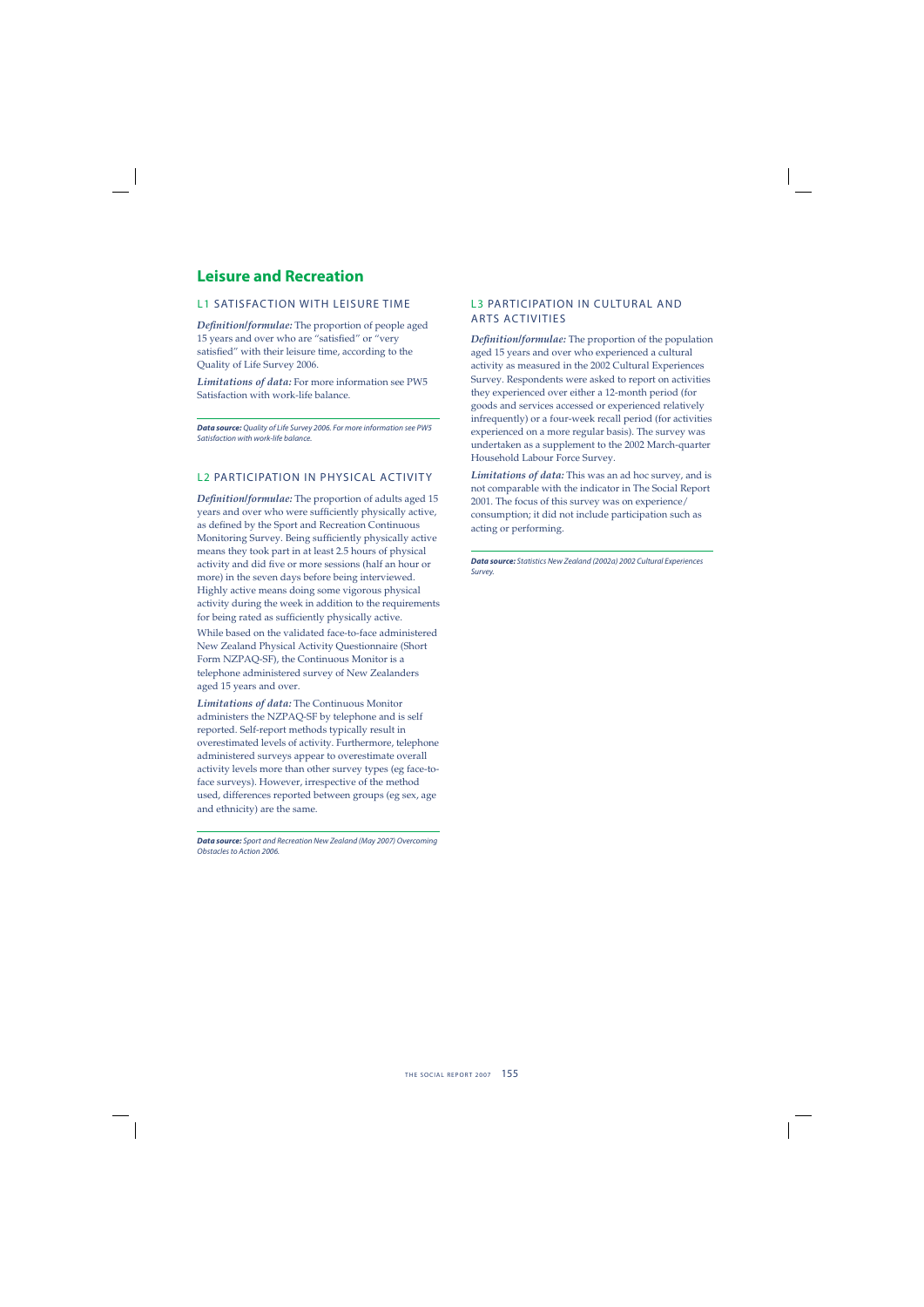# Leisure and Recreation

## L1 SATISFACTION WITH LEISURE TIME

***Definition/formulae:*** The proportion of people aged 15 years and over who are "satisfied" or "very satisfied" with their leisure time, according to the Quality of Life Survey 2006.

***Limitations of data:*** For more information see PW5 Satisfaction with work-life balance.

***Data source:*** *Quality of Life Survey 2006. For more information see PW5 Satisfaction with work-life balance.*

## L2 PARTICIPATION IN PHYSICAL ACTIVITY

***Definition/formulae:*** The proportion of adults aged 15 years and over who were sufficiently physically active, as defined by the Sport and Recreation Continuous Monitoring Survey. Being sufficiently physically active means they took part in at least 2.5 hours of physical activity and did five or more sessions (half an hour or more) in the seven days before being interviewed. Highly active means doing some vigorous physical activity during the week in addition to the requirements for being rated as sufficiently physically active.

While based on the validated face-to-face administered New Zealand Physical Activity Questionnaire (Short Form NZPAQ-SF), the Continuous Monitor is a telephone administered survey of New Zealanders aged 15 years and over.

***Limitations of data:*** The Continuous Monitor administers the NZPAQ-SF by telephone and is self reported. Self-report methods typically result in overestimated levels of activity. Furthermore, telephone administered surveys appear to overestimate overall activity levels more than other survey types (eg face-to-face surveys). However, irrespective of the method used, differences reported between groups (eg sex, age and ethnicity) are the same.

***Data source:*** *Sport and Recreation New Zealand (May 2007) Overcoming Obstacles to Action 2006.*

## L3 PARTICIPATION IN CULTURAL AND ARTS ACTIVITIES

***Definition/formulae:*** The proportion of the population aged 15 years and over who experienced a cultural activity as measured in the 2002 Cultural Experiences Survey. Respondents were asked to report on activities they experienced over either a 12-month period (for goods and services accessed or experienced relatively infrequently) or a four-week recall period (for activities experienced on a more regular basis). The survey was undertaken as a supplement to the 2002 March-quarter Household Labour Force Survey.

***Limitations of data:*** This was an ad hoc survey, and is not comparable with the indicator in The Social Report 2001. The focus of this survey was on experience/consumption; it did not include participation such as acting or performing.

***Data source:*** *Statistics New Zealand (2002a) 2002 Cultural Experiences Survey.*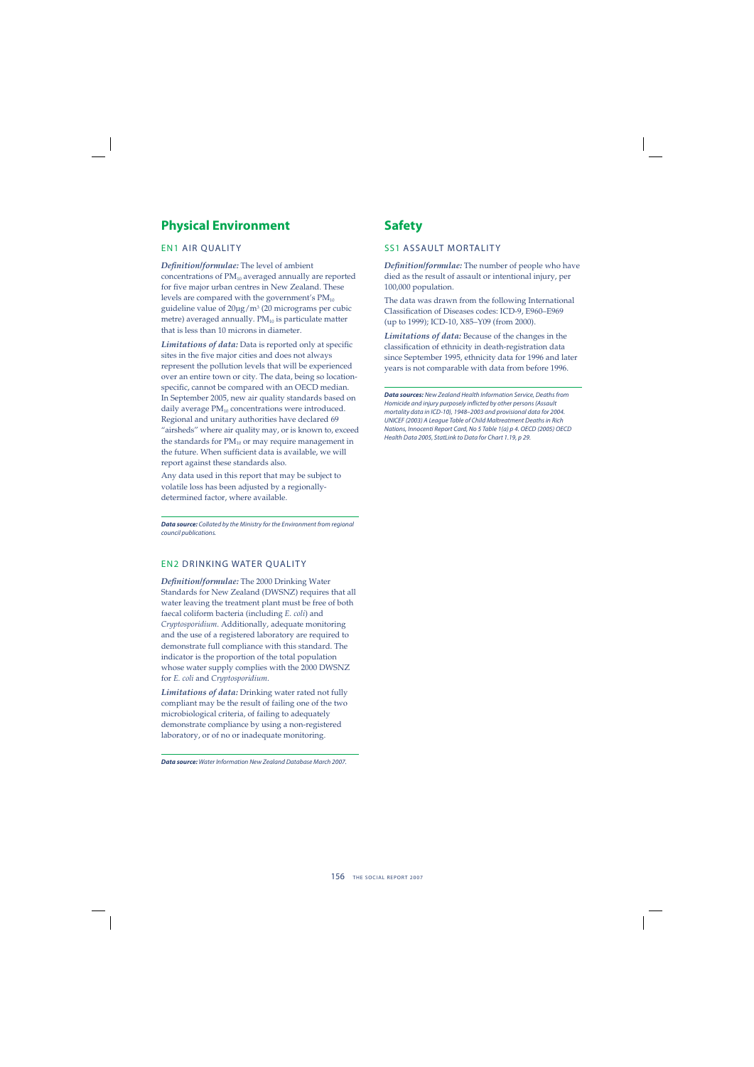## Physical Environment

### EN1 AIR QUALITY

***Definition/formulae:*** The level of ambient concentrations of $PM_{10}$ averaged annually are reported for five major urban centres in New Zealand. These levels are compared with the government's $PM_{10}$ guideline value of $20\mu g/m^3$ (20 micrograms per cubic metre) averaged annually. $PM_{10}$ is particulate matter that is less than 10 microns in diameter.

***Limitations of data:*** Data is reported only at specific sites in the five major cities and does not always represent the pollution levels that will be experienced over an entire town or city. The data, being so location-specific, cannot be compared with an OECD median. In September 2005, new air quality standards based on daily average $PM_{10}$ concentrations were introduced. Regional and unitary authorities have declared 69 "airsheds" where air quality may, or is known to, exceed the standards for $PM_{10}$ or may require management in the future. When sufficient data is available, we will report against these standards also.

Any data used in this report that may be subject to volatile loss has been adjusted by a regionally-determined factor, where available.

***Data source:*** *Collated by the Ministry for the Environment from regional council publications.*

### EN2 DRINKING WATER QUALITY

***Definition/formulae:*** The 2000 Drinking Water Standards for New Zealand (DWSNZ) requires that all water leaving the treatment plant must be free of both faecal coliform bacteria (including *E. coli*) and *Cryptosporidium*. Additionally, adequate monitoring and the use of a registered laboratory are required to demonstrate full compliance with this standard. The indicator is the proportion of the total population whose water supply complies with the 2000 DWSNZ for *E. coli* and *Cryptosporidium*.

***Limitations of data:*** Drinking water rated not fully compliant may be the result of failing one of the two microbiological criteria, of failing to adequately demonstrate compliance by using a non-registered laboratory, or of no or inadequate monitoring.

***Data source:*** *Water Information New Zealand Database March 2007.*

## Safety

### SS1 ASSAULT MORTALITY

***Definition/formulae:*** The number of people who have died as the result of assault or intentional injury, per 100,000 population.

The data was drawn from the following International Classification of Diseases codes: ICD-9, E960–E969 (up to 1999); ICD-10, X85–Y09 (from 2000).

***Limitations of data:*** Because of the changes in the classification of ethnicity in death-registration data since September 1995, ethnicity data for 1996 and later years is not comparable with data from before 1996.

***Data sources:*** *New Zealand Health Information Service, Deaths from Homicide and injury purposely inflicted by other persons (Assault mortality data in ICD-10), 1948–2003 and provisional data for 2004. UNICEF (2003) A League Table of Child Maltreatment Deaths in Rich Nations, Innocenti Report Card, No 5 Table 1(a) p 4. OECD (2005) OECD Health Data 2005, StatLink to Data for Chart 1.19, p 29.*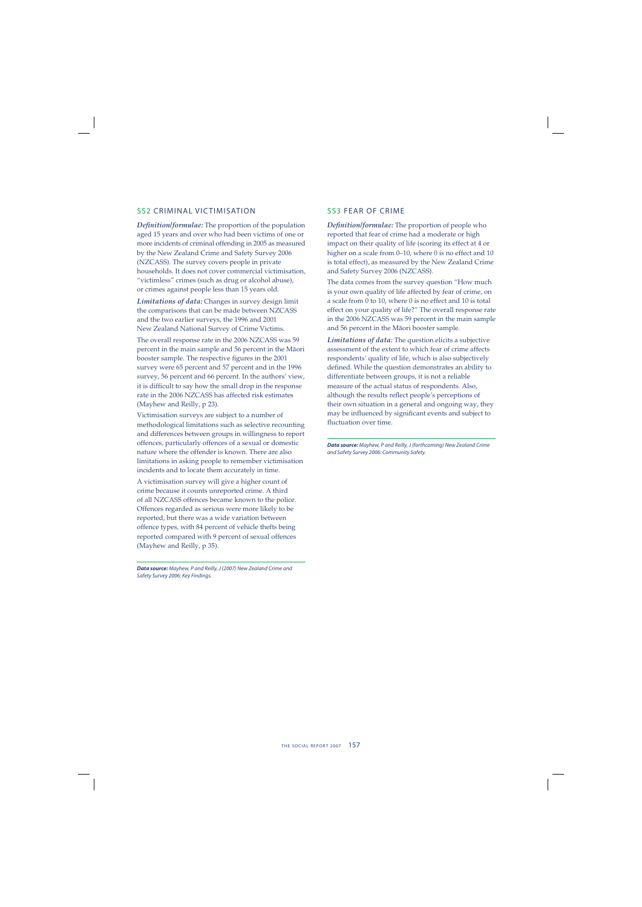## SS2 CRIMINAL VICTIMISATION

***Definition/formulae:*** The proportion of the population aged 15 years and over who had been victims of one or more incidents of criminal offending in 2005 as measured by the New Zealand Crime and Safety Survey 2006 (NZCASS). The survey covers people in private households. It does not cover commercial victimisation, "victimless" crimes (such as drug or alcohol abuse), or crimes against people less than 15 years old.

***Limitations of data:*** Changes in survey design limit the comparisons that can be made between NZCASS and the two earlier surveys, the 1996 and 2001 New Zealand National Survey of Crime Victims.

The overall response rate in the 2006 NZCASS was 59 percent in the main sample and 56 percent in the Māori booster sample. The respective figures in the 2001 survey were 65 percent and 57 percent and in the 1996 survey, 56 percent and 66 percent. In the authors' view, it is difficult to say how the small drop in the response rate in the 2006 NZCASS has affected risk estimates (Mayhew and Reilly, p 23).

Victimisation surveys are subject to a number of methodological limitations such as selective recounting and differences between groups in willingness to report offences, particularly offences of a sexual or domestic nature where the offender is known. There are also limitations in asking people to remember victimisation incidents and to locate them accurately in time.

A victimisation survey will give a higher count of crime because it counts unreported crime. A third of all NZCASS offences became known to the police. Offences regarded as serious were more likely to be reported, but there was a wide variation between offence types, with 84 percent of vehicle thefts being reported compared with 9 percent of sexual offences (Mayhew and Reilly, p 35).

***Data source:*** *Mayhew, P and Reilly, J (2007) New Zealand Crime and Safety Survey 2006: Key Findings.*

## SS3 FEAR OF CRIME

***Definition/formulae:*** The proportion of people who reported that fear of crime had a moderate or high impact on their quality of life (scoring its effect at 4 or higher on a scale from 0–10, where 0 is no effect and 10 is total effect), as measured by the New Zealand Crime and Safety Survey 2006 (NZCASS).

The data comes from the survey question "How much is your own quality of life affected by fear of crime, on a scale from 0 to 10, where 0 is no effect and 10 is total effect on your quality of life?" The overall response rate in the 2006 NZCASS was 59 percent in the main sample and 56 percent in the Māori booster sample.

***Limitations of data:*** The question elicits a subjective assessment of the extent to which fear of crime affects respondents' quality of life, which is also subjectively defined. While the question demonstrates an ability to differentiate between groups, it is not a reliable measure of the actual status of respondents. Also, although the results reflect people's perceptions of their own situation in a general and ongoing way, they may be influenced by significant events and subject to fluctuation over time.

***Data source:*** *Mayhew, P and Reilly, J (forthcoming) New Zealand Crime and Safety Survey 2006: Community Safety.*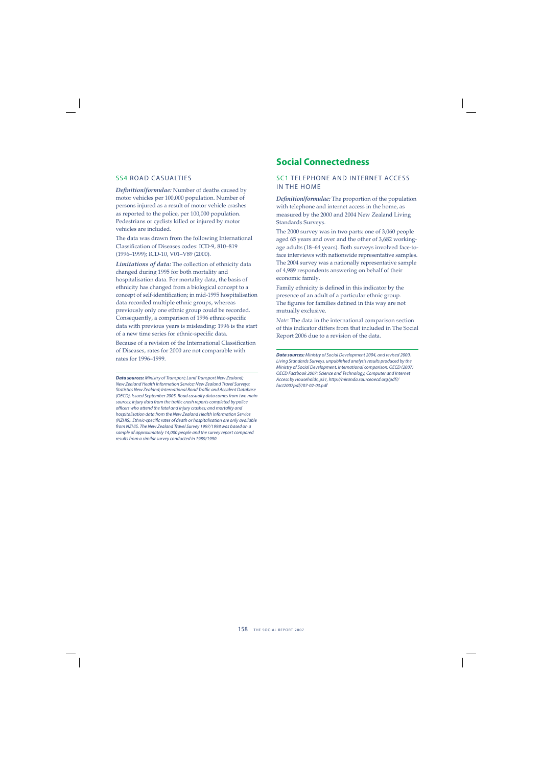## SS4 ROAD CASUALTIES

***Definition/formulae:*** Number of deaths caused by motor vehicles per 100,000 population. Number of persons injured as a result of motor vehicle crashes as reported to the police, per 100,000 population. Pedestrians or cyclists killed or injured by motor vehicles are included.

The data was drawn from the following International Classification of Diseases codes: ICD-9, 810–819 (1996–1999); ICD-10, V01–V89 (2000).

***Limitations of data:*** The collection of ethnicity data changed during 1995 for both mortality and hospitalisation data. For mortality data, the basis of ethnicity has changed from a biological concept to a concept of self-identification; in mid-1995 hospitalisation data recorded multiple ethnic groups, whereas previously only one ethnic group could be recorded. Consequently, a comparison of 1996 ethnic-specific data with previous years is misleading: 1996 is the start of a new time series for ethnic-specific data.

Because of a revision of the International Classification of Diseases, rates for 2000 are not comparable with rates for 1996–1999.

***Data sources:*** *Ministry of Transport; Land Transport New Zealand; New Zealand Health Information Service; New Zealand Travel Surveys; Statistics New Zealand; International Road Traffic and Accident Database (OECD), Issued September 2005. Road casualty data comes from two main sources: injury data from the traffic crash reports completed by police officers who attend the fatal and injury crashes; and mortality and hospitalisation data from the New Zealand Health Information Service (NZHIS). Ethnic-specific rates of death or hospitalisation are only available from NZHIS. The New Zealand Travel Survey 1997/1998 was based on a sample of approximately 14,000 people and the survey report compared results from a similar survey conducted in 1989/1990.*

# Social Connectedness

## SC1 TELEPHONE AND INTERNET ACCESS IN THE HOME

***Definition/formulae:*** The proportion of the population with telephone and internet access in the home, as measured by the 2000 and 2004 New Zealand Living Standards Surveys.

The 2000 survey was in two parts: one of 3,060 people aged 65 years and over and the other of 3,682 working-age adults (18–64 years). Both surveys involved face-to-face interviews with nationwide representative samples. The 2004 survey was a nationally representative sample of 4,989 respondents answering on behalf of their economic family.

Family ethnicity is defined in this indicator by the presence of an adult of a particular ethnic group. The figures for families defined in this way are not mutually exclusive.

*Note:* The data in the international comparison section of this indicator differs from that included in The Social Report 2006 due to a revision of the data.

***Data sources:*** *Ministry of Social Development 2004, and revised 2000, Living Standards Surveys, unpublished analysis results produced by the Ministry of Social Development. International comparison: OECD (2007) OECD Factbook 2007: Science and Technology, Computer and Internet Access by Households, p51, http://miranda.sourceoecd.org/pdf//fact2007pdf//07-02-03.pdf*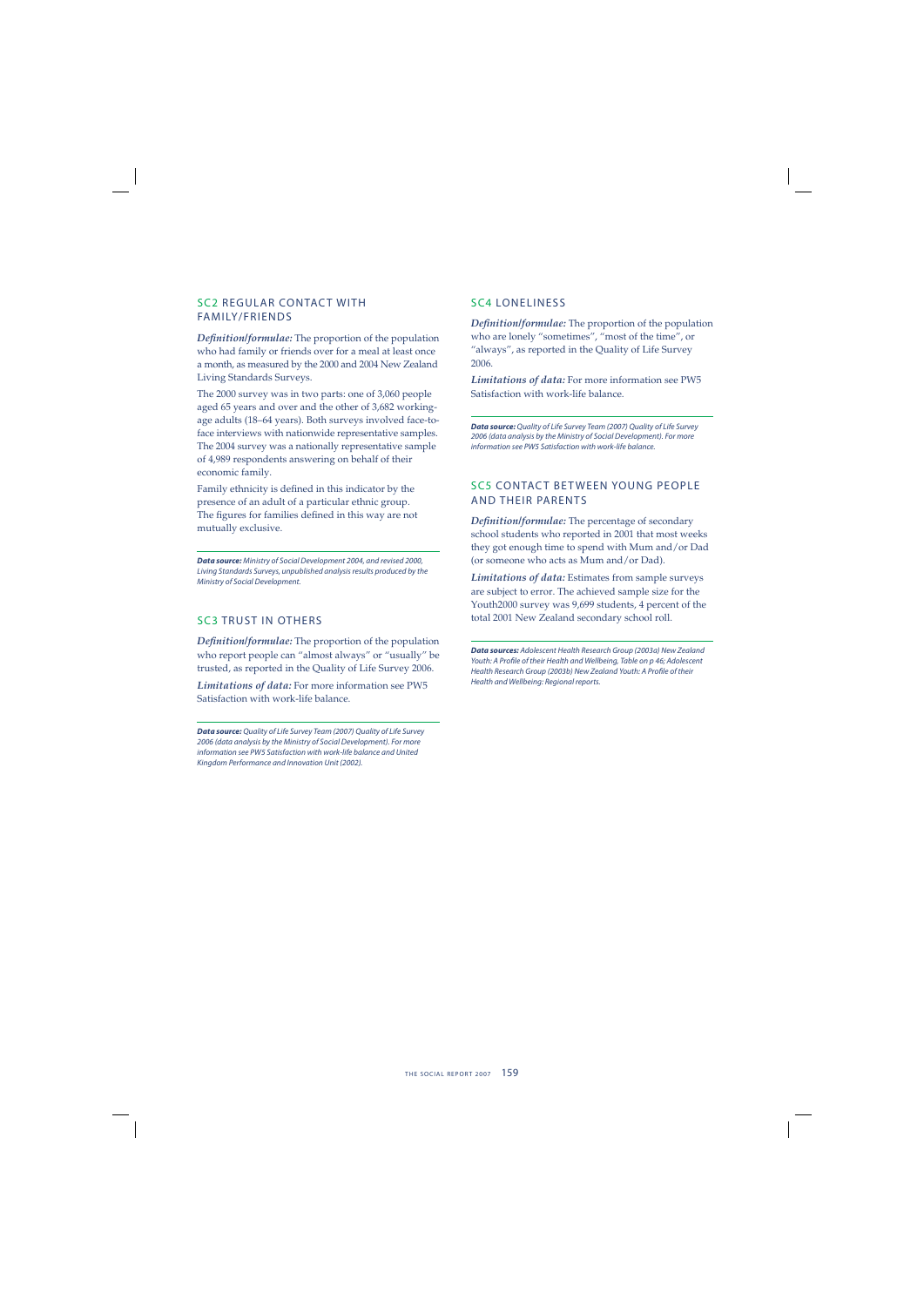## SC2 REGULAR CONTACT WITH FAMILY/FRIENDS

***Definition/formulae:*** The proportion of the population who had family or friends over for a meal at least once a month, as measured by the 2000 and 2004 New Zealand Living Standards Surveys.

The 2000 survey was in two parts: one of 3,060 people aged 65 years and over and the other of 3,682 working-age adults (18–64 years). Both surveys involved face-to-face interviews with nationwide representative samples. The 2004 survey was a nationally representative sample of 4,989 respondents answering on behalf of their economic family.

Family ethnicity is defined in this indicator by the presence of an adult of a particular ethnic group. The figures for families defined in this way are not mutually exclusive.

***Data source:*** *Ministry of Social Development 2004, and revised 2000, Living Standards Surveys, unpublished analysis results produced by the Ministry of Social Development.*

## SC3 TRUST IN OTHERS

***Definition/formulae:*** The proportion of the population who report people can "almost always" or "usually" be trusted, as reported in the Quality of Life Survey 2006.

***Limitations of data:*** For more information see PW5 Satisfaction with work-life balance.

***Data source:*** *Quality of Life Survey Team (2007) Quality of Life Survey 2006 (data analysis by the Ministry of Social Development). For more information see PW5 Satisfaction with work-life balance and United Kingdom Performance and Innovation Unit (2002).*

## SC4 LONELINESS

***Definition/formulae:*** The proportion of the population who are lonely "sometimes", "most of the time", or "always", as reported in the Quality of Life Survey 2006.

***Limitations of data:*** For more information see PW5 Satisfaction with work-life balance.

***Data source:*** *Quality of Life Survey Team (2007) Quality of Life Survey 2006 (data analysis by the Ministry of Social Development). For more information see PW5 Satisfaction with work-life balance.*

## SC5 CONTACT BETWEEN YOUNG PEOPLE AND THEIR PARENTS

***Definition/formulae:*** The percentage of secondary school students who reported in 2001 that most weeks they got enough time to spend with Mum and/or Dad (or someone who acts as Mum and/or Dad).

***Limitations of data:*** Estimates from sample surveys are subject to error. The achieved sample size for the Youth2000 survey was 9,699 students, 4 percent of the total 2001 New Zealand secondary school roll.

***Data sources:*** *Adolescent Health Research Group (2003a) New Zealand Youth: A Profile of their Health and Wellbeing, Table on p 46; Adolescent Health Research Group (2003b) New Zealand Youth: A Profile of their Health and Wellbeing: Regional reports.*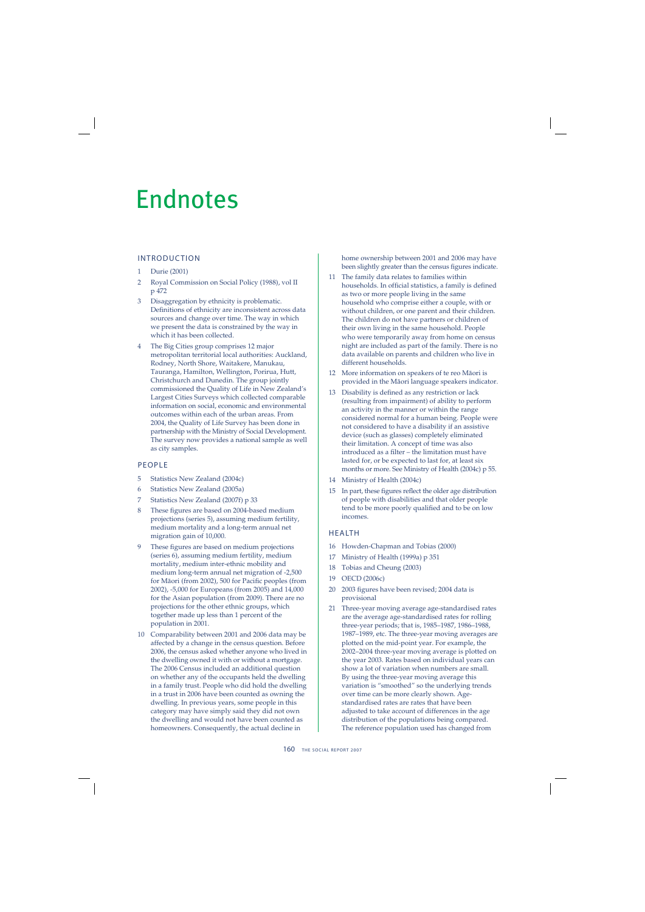# Endnotes

## INTRODUCTION

1 Durie (2001)

2 Royal Commission on Social Policy (1988), vol II p 472

3 Disaggregation by ethnicity is problematic. Definitions of ethnicity are inconsistent across data sources and change over time. The way in which we present the data is constrained by the way in which it has been collected.

4 The Big Cities group comprises 12 major metropolitan territorial local authorities: Auckland, Rodney, North Shore, Waitakere, Manukau, Tauranga, Hamilton, Wellington, Porirua, Hutt, Christchurch and Dunedin. The group jointly commissioned the Quality of Life in New Zealand's Largest Cities Surveys which collected comparable information on social, economic and environmental outcomes within each of the urban areas. From 2004, the Quality of Life Survey has been done in partnership with the Ministry of Social Development. The survey now provides a national sample as well as city samples.

## PEOPLE

5 Statistics New Zealand (2004c)

6 Statistics New Zealand (2005a)

7 Statistics New Zealand (2007f) p 33

8 These figures are based on 2004-based medium projections (series 5), assuming medium fertility, medium mortality and a long-term annual net migration gain of 10,000.

9 These figures are based on medium projections (series 6), assuming medium fertility, medium mortality, medium inter-ethnic mobility and medium long-term annual net migration of -2,500 for Māori (from 2002), 500 for Pacific peoples (from 2002), -5,000 for Europeans (from 2005) and 14,000 for the Asian population (from 2009). There are no projections for the other ethnic groups, which together made up less than 1 percent of the population in 2001.

10 Comparability between 2001 and 2006 data may be affected by a change in the census question. Before 2006, the census asked whether anyone who lived in the dwelling owned it with or without a mortgage. The 2006 Census included an additional question on whether any of the occupants held the dwelling in a family trust. People who did hold the dwelling in a trust in 2006 have been counted as owning the dwelling. In previous years, some people in this category may have simply said they did not own the dwelling and would not have been counted as homeowners. Consequently, the actual decline in home ownership between 2001 and 2006 may have been slightly greater than the census figures indicate.

11 The family data relates to families within households. In official statistics, a family is defined as two or more people living in the same household who comprise either a couple, with or without children, or one parent and their children. The children do not have partners or children of their own living in the same household. People who were temporarily away from home on census night are included as part of the family. There is no data available on parents and children who live in different households.

12 More information on speakers of te reo Māori is provided in the Māori language speakers indicator.

13 Disability is defined as any restriction or lack (resulting from impairment) of ability to perform an activity in the manner or within the range considered normal for a human being. People were not considered to have a disability if an assistive device (such as glasses) completely eliminated their limitation. A concept of time was also introduced as a filter – the limitation must have lasted for, or be expected to last for, at least six months or more. See Ministry of Health (2004c) p 55.

14 Ministry of Health (2004c)

15 In part, these figures reflect the older age distribution of people with disabilities and that older people tend to be more poorly qualified and to be on low incomes.

## HEALTH

16 Howden-Chapman and Tobias (2000)

17 Ministry of Health (1999a) p 351

18 Tobias and Cheung (2003)

19 OECD (2006c)

20 2003 figures have been revised; 2004 data is provisional

21 Three-year moving average age-standardised rates are the average age-standardised rates for rolling three-year periods; that is, 1985–1987, 1986–1988, 1987–1989, etc. The three-year moving averages are plotted on the mid-point year. For example, the 2002–2004 three-year moving average is plotted on the year 2003. Rates based on individual years can show a lot of variation when numbers are small. By using the three-year moving average this variation is "smoothed" so the underlying trends over time can be more clearly shown. Age-standardised rates are rates that have been adjusted to take account of differences in the age distribution of the populations being compared. The reference population used has changed from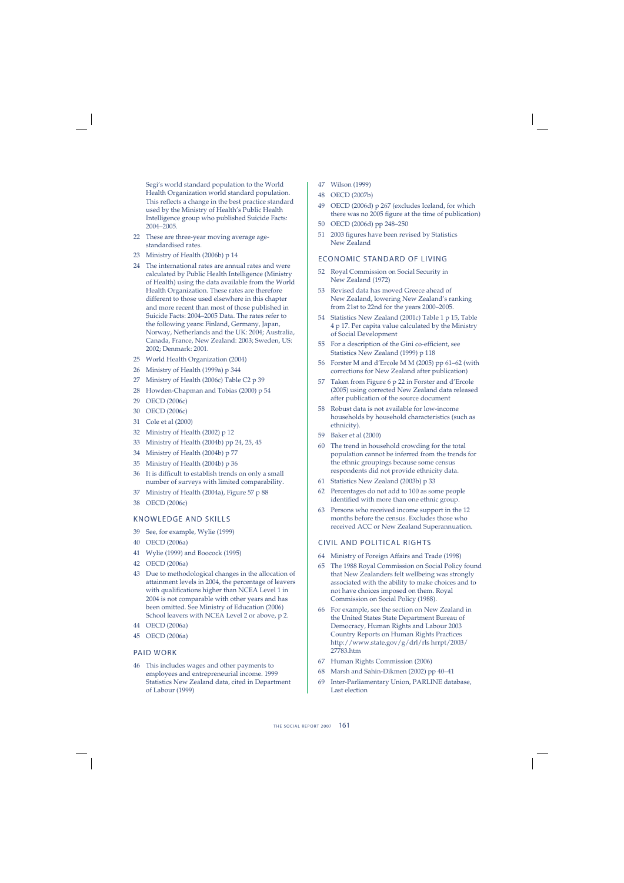Segi's world standard population to the World Health Organization world standard population. This reflects a change in the best practice standard used by the Ministry of Health's Public Health Intelligence group who published Suicide Facts: 2004–2005.

22 These are three-year moving average age-standardised rates.

23 Ministry of Health (2006b) p 14

24 The international rates are annual rates and were calculated by Public Health Intelligence (Ministry of Health) using the data available from the World Health Organization. These rates are therefore different to those used elsewhere in this chapter and more recent than most of those published in Suicide Facts: 2004–2005 Data. The rates refer to the following years: Finland, Germany, Japan, Norway, Netherlands and the UK: 2004; Australia, Canada, France, New Zealand: 2003; Sweden, US: 2002; Denmark: 2001.

25 World Health Organization (2004)

26 Ministry of Health (1999a) p 344

27 Ministry of Health (2006c) Table C2 p 39

28 Howden-Chapman and Tobias (2000) p 54

29 OECD (2006c)

30 OECD (2006c)

31 Cole et al (2000)

32 Ministry of Health (2002) p 12

33 Ministry of Health (2004b) pp 24, 25, 45

34 Ministry of Health (2004b) p 77

35 Ministry of Health (2004b) p 36

36 It is difficult to establish trends on only a small number of surveys with limited comparability.

37 Ministry of Health (2004a), Figure 57 p 88

38 OECD (2006c)

## KNOWLEDGE AND SKILLS

39 See, for example, Wylie (1999)

40 OECD (2006a)

41 Wylie (1999) and Boocock (1995)

42 OECD (2006a)

43 Due to methodological changes in the allocation of attainment levels in 2004, the percentage of leavers with qualifications higher than NCEA Level 1 in 2004 is not comparable with other years and has been omitted. See Ministry of Education (2006) School leavers with NCEA Level 2 or above, p 2.

44 OECD (2006a)

45 OECD (2006a)

## PAID WORK

46 This includes wages and other payments to employees and entrepreneurial income. 1999 Statistics New Zealand data, cited in Department of Labour (1999)

47 Wilson (1999)

48 OECD (2007b)

49 OECD (2006d) p 267 (excludes Iceland, for which there was no 2005 figure at the time of publication)

50 OECD (2006d) pp 248–250

51 2003 figures have been revised by Statistics New Zealand

## ECONOMIC STANDARD OF LIVING

52 Royal Commission on Social Security in New Zealand (1972)

53 Revised data has moved Greece ahead of New Zealand, lowering New Zealand's ranking from 21st to 22nd for the years 2000–2005.

54 Statistics New Zealand (2001c) Table 1 p 15, Table 4 p 17. Per capita value calculated by the Ministry of Social Development

55 For a description of the Gini co-efficient, see Statistics New Zealand (1999) p 118

56 Forster M and d'Ercole M M (2005) pp 61–62 (with corrections for New Zealand after publication)

57 Taken from Figure 6 p 22 in Forster and d'Ercole (2005) using corrected New Zealand data released after publication of the source document

58 Robust data is not available for low-income households by household characteristics (such as ethnicity).

59 Baker et al (2000)

60 The trend in household crowding for the total population cannot be inferred from the trends for the ethnic groupings because some census respondents did not provide ethnicity data.

61 Statistics New Zealand (2003b) p 33

62 Percentages do not add to 100 as some people identified with more than one ethnic group.

63 Persons who received income support in the 12 months before the census. Excludes those who received ACC or New Zealand Superannuation.

## CIVIL AND POLITICAL RIGHTS

64 Ministry of Foreign Affairs and Trade (1998)

65 The 1988 Royal Commission on Social Policy found that New Zealanders felt wellbeing was strongly associated with the ability to make choices and to not have choices imposed on them. Royal Commission on Social Policy (1988).

66 For example, see the section on New Zealand in the United States State Department Bureau of Democracy, Human Rights and Labour 2003 Country Reports on Human Rights Practices http://www.state.gov/g/drl/rls hrrpt/2003/27783.htm

67 Human Rights Commission (2006)

68 Marsh and Sahin-Dikmen (2002) pp 40–41

69 Inter-Parliamentary Union, PARLINE database, Last election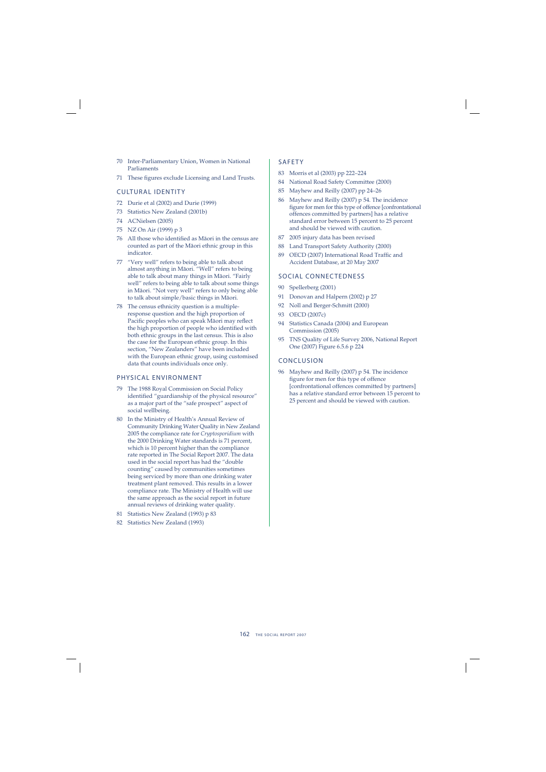70 Inter-Parliamentary Union, Women in National Parliaments

71 These figures exclude Licensing and Land Trusts.

## CULTURAL IDENTITY

72 Durie et al (2002) and Durie (1999)

73 Statistics New Zealand (2001b)

74 ACNielsen (2005)

75 NZ On Air (1999) p 3

76 All those who identified as Māori in the census are counted as part of the Māori ethnic group in this indicator.

77 "Very well" refers to being able to talk about almost anything in Māori. "Well" refers to being able to talk about many things in Māori. "Fairly well" refers to being able to talk about some things in Māori. "Not very well" refers to only being able to talk about simple/basic things in Māori.

78 The census ethnicity question is a multiple-response question and the high proportion of Pacific peoples who can speak Māori may reflect the high proportion of people who identified with both ethnic groups in the last census. This is also the case for the European ethnic group. In this section, "New Zealanders" have been included with the European ethnic group, using customised data that counts individuals once only.

## PHYSICAL ENVIRONMENT

79 The 1988 Royal Commission on Social Policy identified "guardianship of the physical resource" as a major part of the "safe prospect" aspect of social wellbeing.

80 In the Ministry of Health's Annual Review of Community Drinking Water Quality in New Zealand 2005 the compliance rate for *Cryptosporidium* with the 2000 Drinking Water standards is 71 percent, which is 10 percent higher than the compliance rate reported in The Social Report 2007. The data used in the social report has had the "double counting" caused by communities sometimes being serviced by more than one drinking water treatment plant removed. This results in a lower compliance rate. The Ministry of Health will use the same approach as the social report in future annual reviews of drinking water quality.

81 Statistics New Zealand (1993) p 83

82 Statistics New Zealand (1993)

## SAFETY

83 Morris et al (2003) pp 222–224

84 National Road Safety Committee (2000)

85 Mayhew and Reilly (2007) pp 24–26

86 Mayhew and Reilly (2007) p 54. The incidence figure for men for this type of offence [confrontational offences committed by partners] has a relative standard error between 15 percent to 25 percent and should be viewed with caution.

87 2005 injury data has been revised

88 Land Transport Safety Authority (2000)

89 OECD (2007) International Road Traffic and Accident Database, at 20 May 2007

## SOCIAL CONNECTEDNESS

90 Spellerberg (2001)

91 Donovan and Halpern (2002) p 27

92 Noll and Berger-Schmitt (2000)

93 OECD (2007c)

94 Statistics Canada (2004) and European Commission (2005)

95 TNS Quality of Life Survey 2006, National Report One (2007) Figure 6.5.6 p 224

## CONCLUSION

96 Mayhew and Reilly (2007) p 54. The incidence figure for men for this type of offence [confrontational offences committed by partners] has a relative standard error between 15 percent to 25 percent and should be viewed with caution.